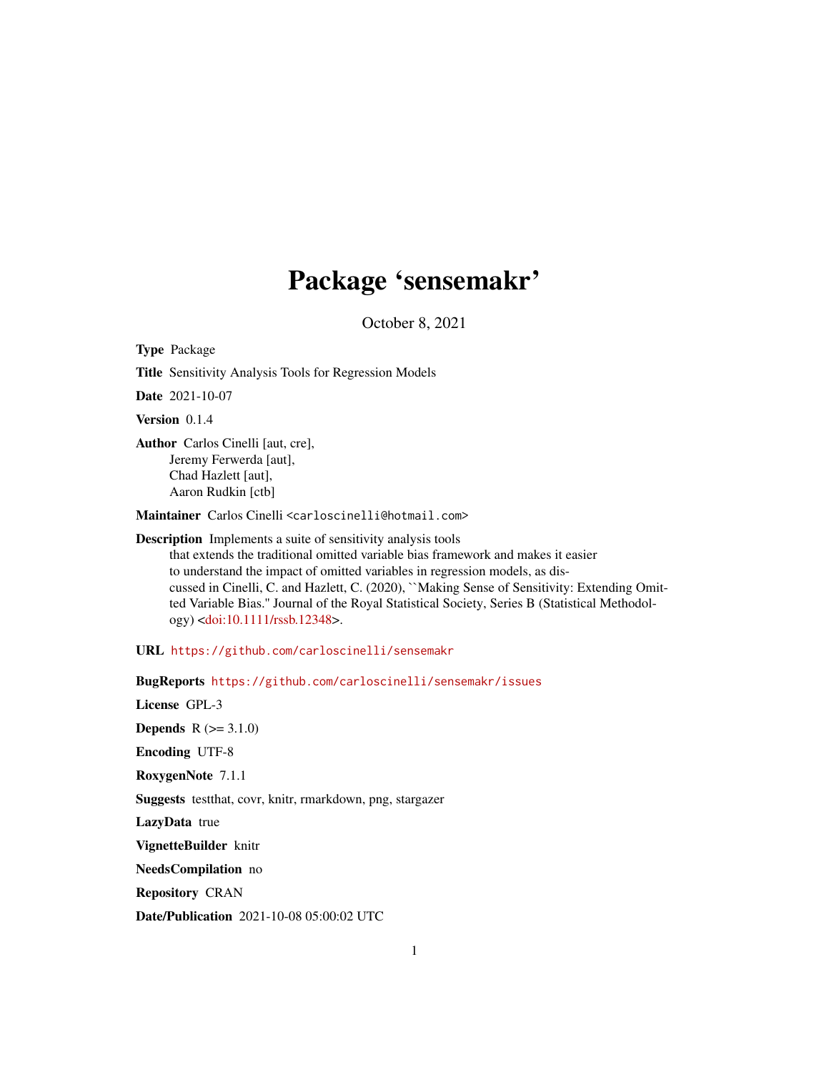# Package 'sensemakr'

October 8, 2021

**Type** Package

**Title** Sensitivity Analysis Tools for Regression Models

**Date** 2021-10-07

**Version** 0.1.4

**Author** Carlos Cinelli [aut, cre],
Jeremy Ferwerda [aut],
Chad Hazlett [aut],
Aaron Rudkin [ctb]

**Maintainer** Carlos Cinelli <carloscinelli@hotmail.com>

**Description** Implements a suite of sensitivity analysis tools that extends the traditional omitted variable bias framework and makes it easier to understand the impact of omitted variables in regression models, as discussed in Cinelli, C. and Hazlett, C. (2020), ``Making Sense of Sensitivity: Extending Omitted Variable Bias.'' Journal of the Royal Statistical Society, Series B (Statistical Methodology) <doi:10.1111/rssb.12348>.

**URL** https://github.com/carloscinelli/sensemakr

**BugReports** https://github.com/carloscinelli/sensemakr/issues

**License** GPL-3

**Depends** R (>= 3.1.0)

**Encoding** UTF-8

**RoxygenNote** 7.1.1

**Suggests** testthat, covr, knitr, rmarkdown, png, stargazer

**LazyData** true

**VignetteBuilder** knitr

**NeedsCompilation** no

**Repository** CRAN

**Date/Publication** 2021-10-08 05:00:02 UTC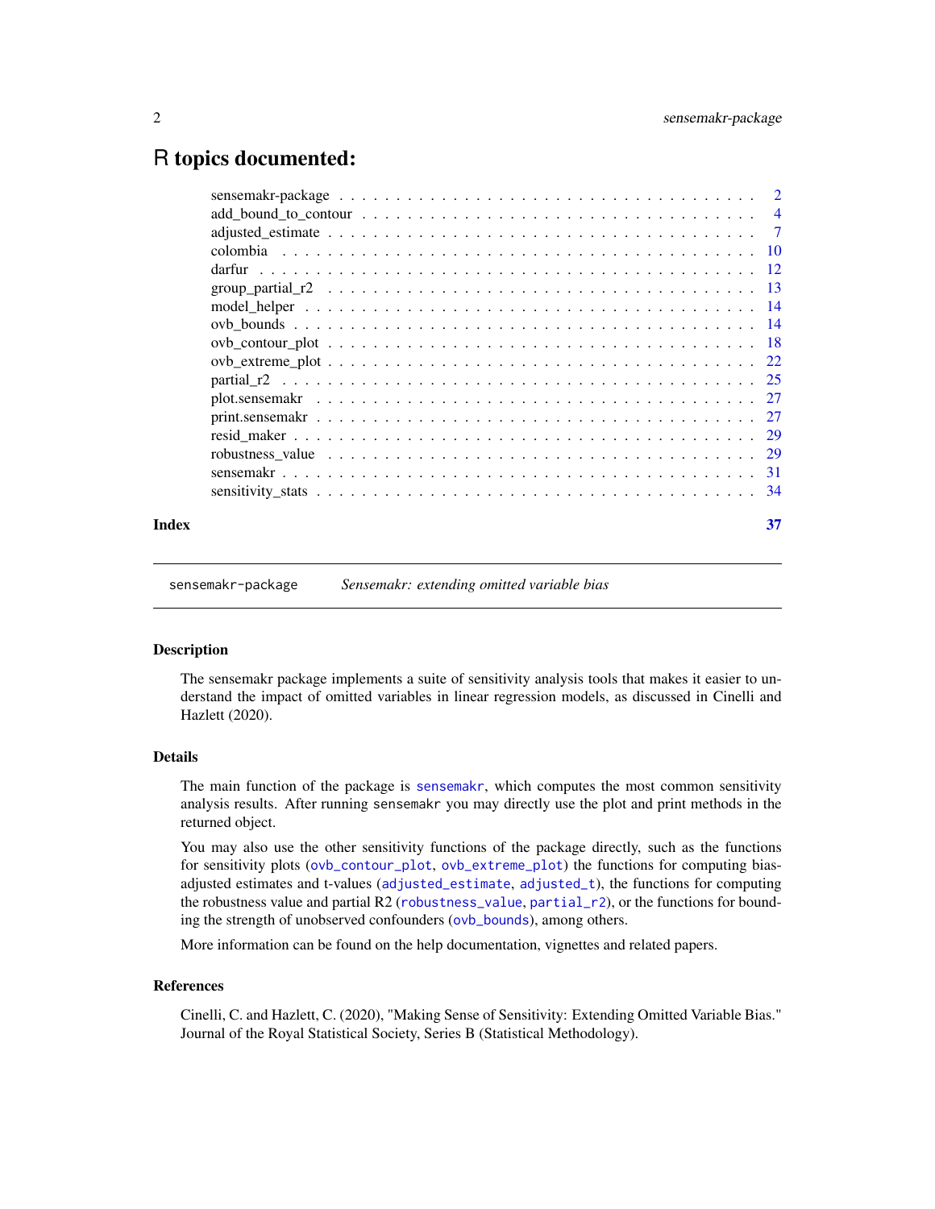# R topics documented:

- sensemakr-package . . . 2
- add_bound_to_contour . . . 4
- adjusted_estimate . . . 7
- colombia . . . 10
- darfur . . . 12
- group_partial_r2 . . . 13
- model_helper . . . 14
- ovb_bounds . . . 14
- ovb_contour_plot . . . 18
- ovb_extreme_plot . . . 22
- partial_r2 . . . 25
- plot.sensemakr . . . 27
- print.sensemakr . . . 27
- resid_maker . . . 29
- robustness_value . . . 29
- sensemakr . . . 31
- sensitivity_stats . . . 34

**Index** **37**

---

`sensemakr-package` *Sensemakr: extending omitted variable bias*

---

## Description

The sensemakr package implements a suite of sensitivity analysis tools that makes it easier to understand the impact of omitted variables in linear regression models, as discussed in Cinelli and Hazlett (2020).

## Details

The main function of the package is `sensemakr`, which computes the most common sensitivity analysis results. After running `sensemakr` you may directly use the plot and print methods in the returned object.

You may also use the other sensitivity functions of the package directly, such as the functions for sensitivity plots (`ovb_contour_plot`, `ovb_extreme_plot`) the functions for computing bias-adjusted estimates and t-values (`adjusted_estimate`, `adjusted_t`), the functions for computing the robustness value and partial R2 (`robustness_value`, `partial_r2`), or the functions for bounding the strength of unobserved confounders (`ovb_bounds`), among others.

More information can be found on the help documentation, vignettes and related papers.

## References

Cinelli, C. and Hazlett, C. (2020), "Making Sense of Sensitivity: Extending Omitted Variable Bias." Journal of the Royal Statistical Society, Series B (Statistical Methodology).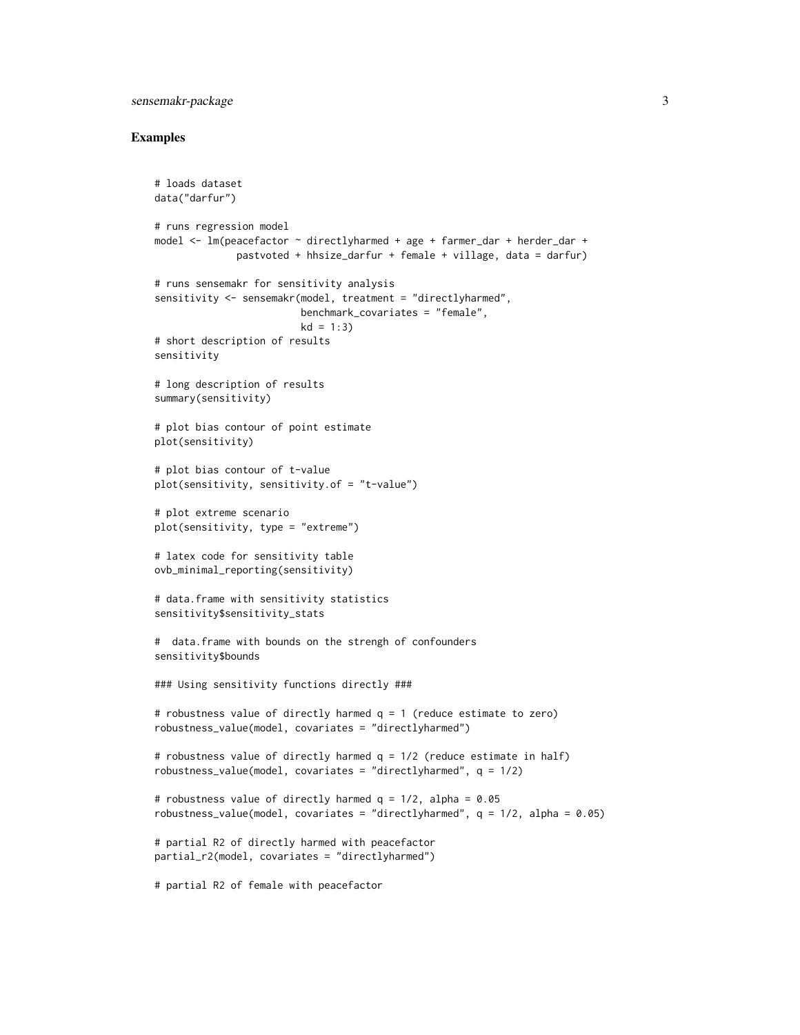## Examples

```
# loads dataset
data("darfur")

# runs regression model
model <- lm(peacefactor ~ directlyharmed + age + farmer_dar + herder_dar +
             pastvoted + hhsize_darfur + female + village, data = darfur)

# runs sensemakr for sensitivity analysis
sensitivity <- sensemakr(model, treatment = "directlyharmed",
                         benchmark_covariates = "female",
                         kd = 1:3)
# short description of results
sensitivity

# long description of results
summary(sensitivity)

# plot bias contour of point estimate
plot(sensitivity)

# plot bias contour of t-value
plot(sensitivity, sensitivity.of = "t-value")

# plot extreme scenario
plot(sensitivity, type = "extreme")

# latex code for sensitivity table
ovb_minimal_reporting(sensitivity)

# data.frame with sensitivity statistics
sensitivity$sensitivity_stats

#  data.frame with bounds on the strengh of confounders
sensitivity$bounds

### Using sensitivity functions directly ###

# robustness value of directly harmed q = 1 (reduce estimate to zero)
robustness_value(model, covariates = "directlyharmed")

# robustness value of directly harmed q = 1/2 (reduce estimate in half)
robustness_value(model, covariates = "directlyharmed", q = 1/2)

# robustness value of directly harmed q = 1/2, alpha = 0.05
robustness_value(model, covariates = "directlyharmed", q = 1/2, alpha = 0.05)

# partial R2 of directly harmed with peacefactor
partial_r2(model, covariates = "directlyharmed")

# partial R2 of female with peacefactor
```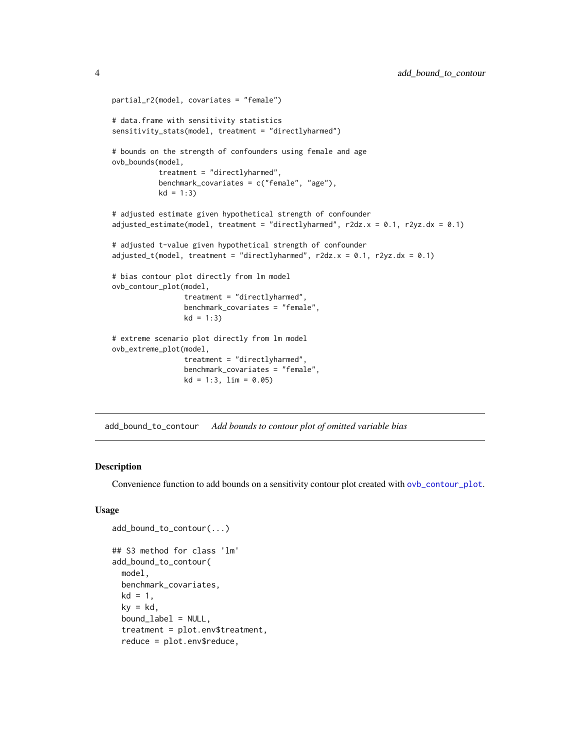```
partial_r2(model, covariates = "female")

# data.frame with sensitivity statistics
sensitivity_stats(model, treatment = "directlyharmed")

# bounds on the strength of confounders using female and age
ovb_bounds(model,
           treatment = "directlyharmed",
           benchmark_covariates = c("female", "age"),
           kd = 1:3)

# adjusted estimate given hypothetical strength of confounder
adjusted_estimate(model, treatment = "directlyharmed", r2dz.x = 0.1, r2yz.dx = 0.1)

# adjusted t-value given hypothetical strength of confounder
adjusted_t(model, treatment = "directlyharmed", r2dz.x = 0.1, r2yz.dx = 0.1)

# bias contour plot directly from lm model
ovb_contour_plot(model,
                 treatment = "directlyharmed",
                 benchmark_covariates = "female",
                 kd = 1:3)

# extreme scenario plot directly from lm model
ovb_extreme_plot(model,
                 treatment = "directlyharmed",
                 benchmark_covariates = "female",
                 kd = 1:3, lim = 0.05)
```

---

## add_bound_to_contour *Add bounds to contour plot of omitted variable bias*

---

### Description

Convenience function to add bounds on a sensitivity contour plot created with ovb_contour_plot.

### Usage

```
add_bound_to_contour(...)

## S3 method for class 'lm'
add_bound_to_contour(
  model,
  benchmark_covariates,
  kd = 1,
  ky = kd,
  bound_label = NULL,
  treatment = plot.env$treatment,
  reduce = plot.env$reduce,
```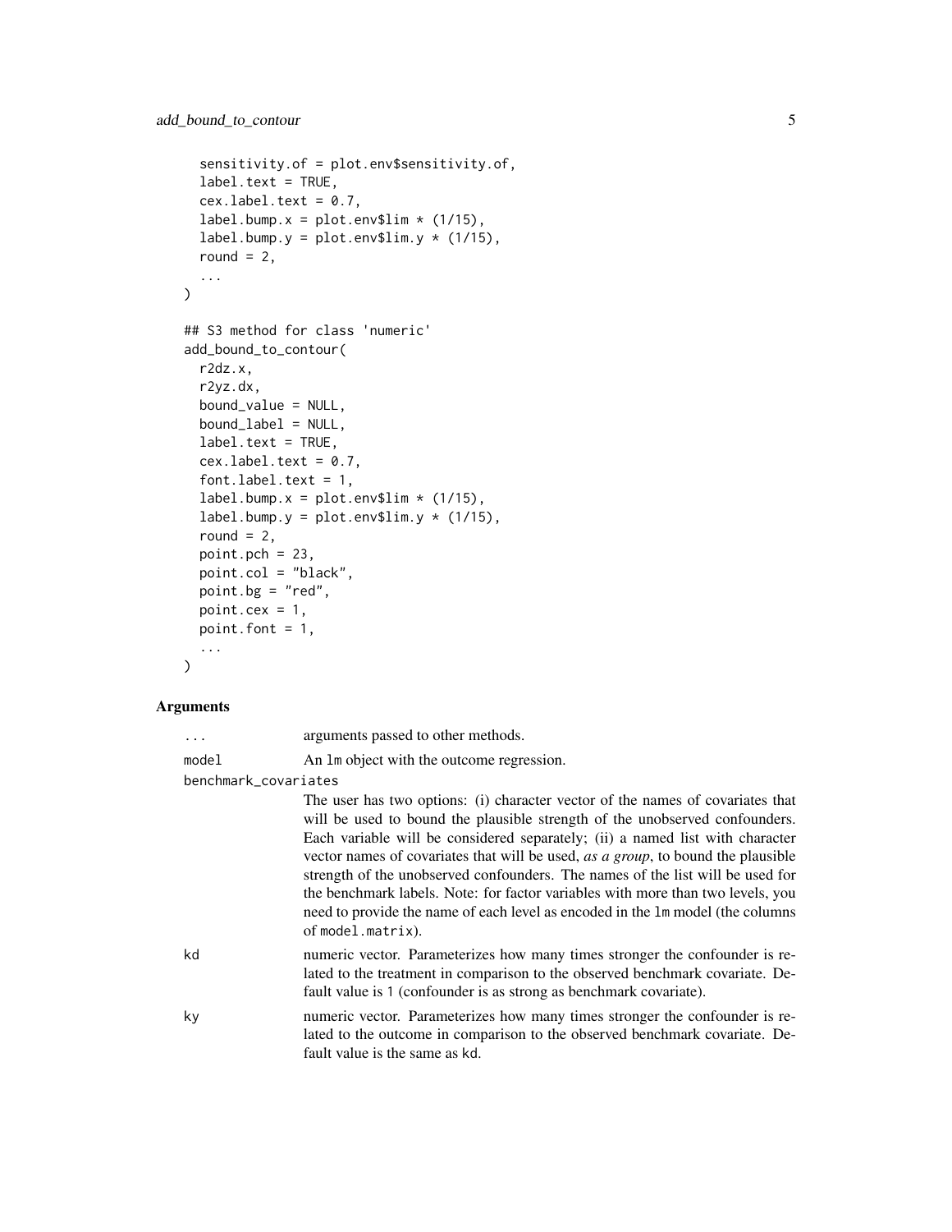```
  sensitivity.of = plot.env$sensitivity.of,
  label.text = TRUE,
  cex.label.text = 0.7,
  label.bump.x = plot.env$lim * (1/15),
  label.bump.y = plot.env$lim.y * (1/15),
  round = 2,
  ...
)

## S3 method for class 'numeric'
add_bound_to_contour(
  r2dz.x,
  r2yz.dx,
  bound_value = NULL,
  bound_label = NULL,
  label.text = TRUE,
  cex.label.text = 0.7,
  font.label.text = 1,
  label.bump.x = plot.env$lim * (1/15),
  label.bump.y = plot.env$lim.y * (1/15),
  round = 2,
  point.pch = 23,
  point.col = "black",
  point.bg = "red",
  point.cex = 1,
  point.font = 1,
  ...
)
```

### Arguments

| | |
|---|---|
| `...` | arguments passed to other methods. |
| `model` | An `lm` object with the outcome regression. |
| `benchmark_covariates` | The user has two options: (i) character vector of the names of covariates that will be used to bound the plausible strength of the unobserved confounders. Each variable will be considered separately; (ii) a named list with character vector names of covariates that will be used, *as a group*, to bound the plausible strength of the unobserved confounders. The names of the list will be used for the benchmark labels. Note: for factor variables with more than two levels, you need to provide the name of each level as encoded in the `lm` model (the columns of `model.matrix`). |
| `kd` | numeric vector. Parameterizes how many times stronger the confounder is related to the treatment in comparison to the observed benchmark covariate. Default value is `1` (confounder is as strong as benchmark covariate). |
| `ky` | numeric vector. Parameterizes how many times stronger the confounder is related to the outcome in comparison to the observed benchmark covariate. Default value is the same as `kd`. |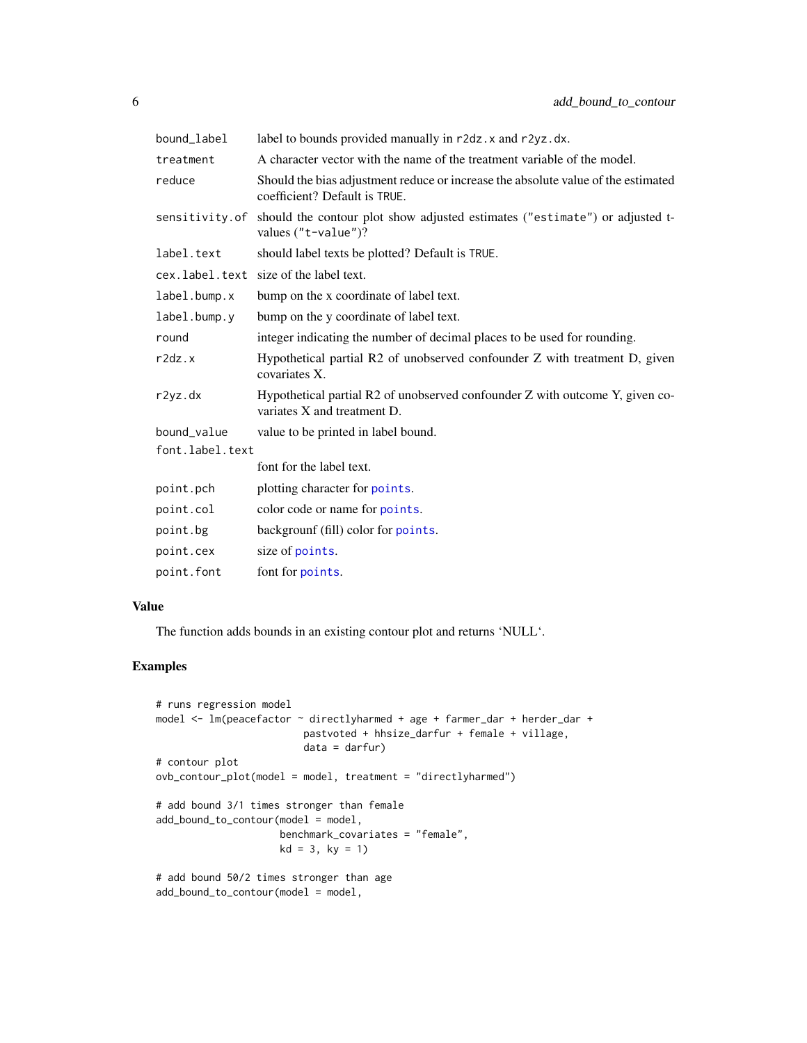| | |
|---|---|
| `bound_label` | label to bounds provided manually in `r2dz.x` and `r2yz.dx`. |
| `treatment` | A character vector with the name of the treatment variable of the model. |
| `reduce` | Should the bias adjustment reduce or increase the absolute value of the estimated coefficient? Default is `TRUE`. |
| `sensitivity.of` | should the contour plot show adjusted estimates (`"estimate"`) or adjusted t-values (`"t-value"`)? |
| `label.text` | should label texts be plotted? Default is `TRUE`. |
| `cex.label.text` | size of the label text. |
| `label.bump.x` | bump on the x coordinate of label text. |
| `label.bump.y` | bump on the y coordinate of label text. |
| `round` | integer indicating the number of decimal places to be used for rounding. |
| `r2dz.x` | Hypothetical partial R2 of unobserved confounder Z with treatment D, given covariates X. |
| `r2yz.dx` | Hypothetical partial R2 of unobserved confounder Z with outcome Y, given covariates X and treatment D. |
| `bound_value` | value to be printed in label bound. |
| `font.label.text` | font for the label text. |
| `point.pch` | plotting character for `points`. |
| `point.col` | color code or name for `points`. |
| `point.bg` | backgrounf (fill) color for `points`. |
| `point.cex` | size of `points`. |
| `point.font` | font for `points`. |

## Value

The function adds bounds in an existing contour plot and returns ‘NULL‘.

## Examples

```
# runs regression model
model <- lm(peacefactor ~ directlyharmed + age + farmer_dar + herder_dar +
                         pastvoted + hhsize_darfur + female + village,
                         data = darfur)
# contour plot
ovb_contour_plot(model = model, treatment = "directlyharmed")

# add bound 3/1 times stronger than female
add_bound_to_contour(model = model,
                     benchmark_covariates = "female",
                     kd = 3, ky = 1)

# add bound 50/2 times stronger than age
add_bound_to_contour(model = model,
```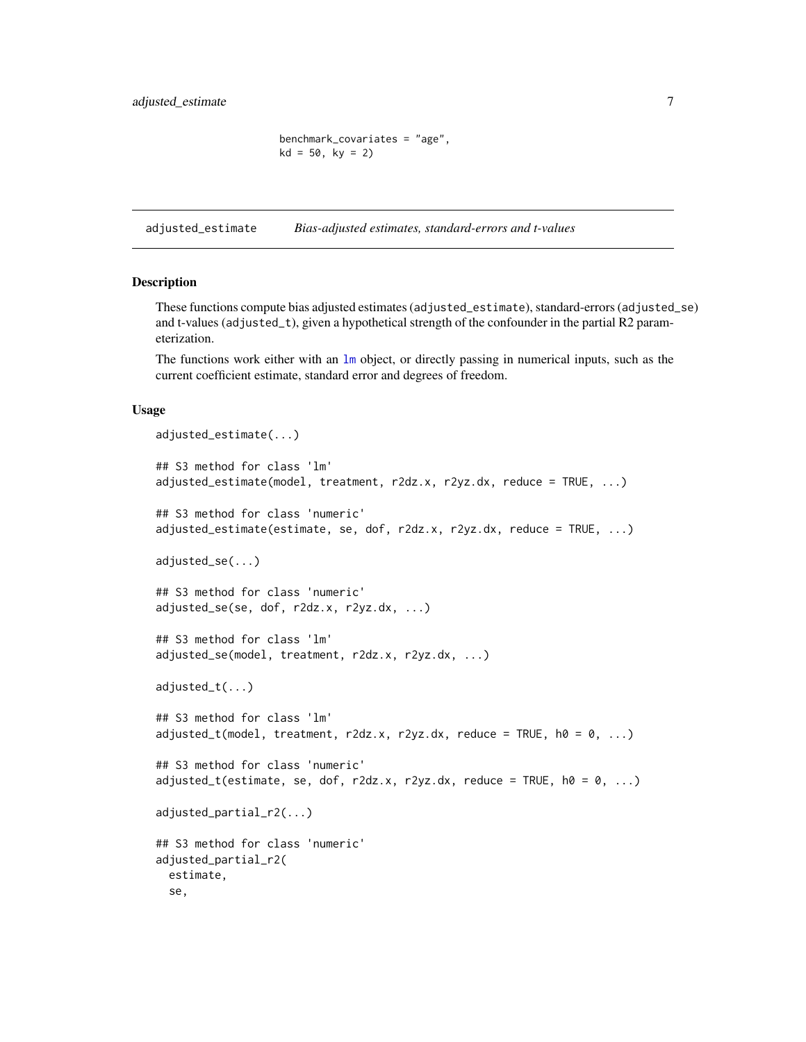```
benchmark_covariates = "age",
kd = 50, ky = 2)
```

## adjusted_estimate *Bias-adjusted estimates, standard-errors and t-values*

### Description

These functions compute bias adjusted estimates (`adjusted_estimate`), standard-errors (`adjusted_se`) and t-values (`adjusted_t`), given a hypothetical strength of the confounder in the partial R2 parameterization.

The functions work either with an `lm` object, or directly passing in numerical inputs, such as the current coefficient estimate, standard error and degrees of freedom.

### Usage

```
adjusted_estimate(...)

## S3 method for class 'lm'
adjusted_estimate(model, treatment, r2dz.x, r2yz.dx, reduce = TRUE, ...)

## S3 method for class 'numeric'
adjusted_estimate(estimate, se, dof, r2dz.x, r2yz.dx, reduce = TRUE, ...)

adjusted_se(...)

## S3 method for class 'numeric'
adjusted_se(se, dof, r2dz.x, r2yz.dx, ...)

## S3 method for class 'lm'
adjusted_se(model, treatment, r2dz.x, r2yz.dx, ...)

adjusted_t(...)

## S3 method for class 'lm'
adjusted_t(model, treatment, r2dz.x, r2yz.dx, reduce = TRUE, h0 = 0, ...)

## S3 method for class 'numeric'
adjusted_t(estimate, se, dof, r2dz.x, r2yz.dx, reduce = TRUE, h0 = 0, ...)

adjusted_partial_r2(...)

## S3 method for class 'numeric'
adjusted_partial_r2(
  estimate,
  se,
```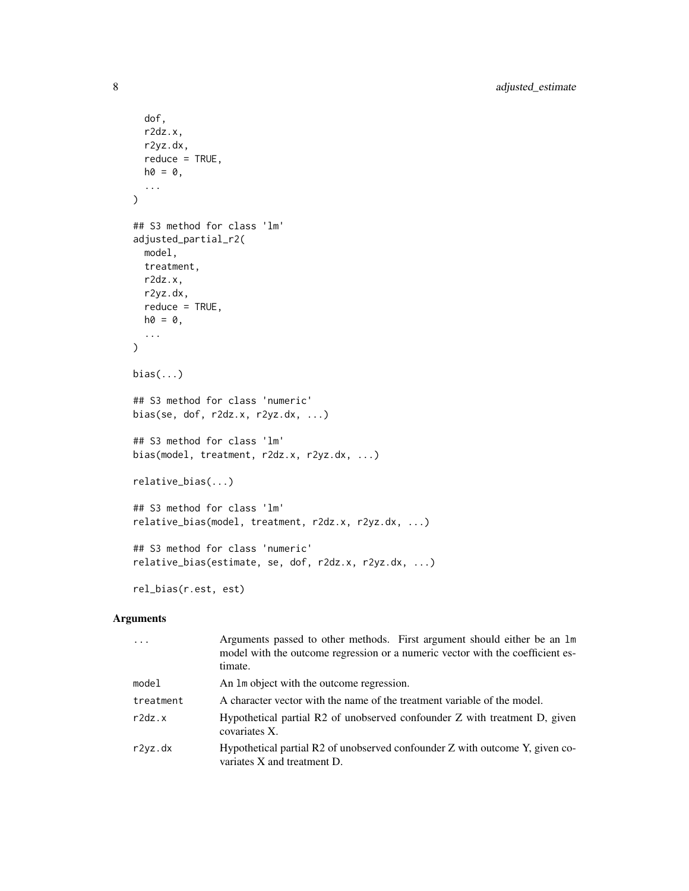```
  dof,
  r2dz.x,
  r2yz.dx,
  reduce = TRUE,
  h0 = 0,
  ...
)

## S3 method for class 'lm'
adjusted_partial_r2(
  model,
  treatment,
  r2dz.x,
  r2yz.dx,
  reduce = TRUE,
  h0 = 0,
  ...
)

bias(...)

## S3 method for class 'numeric'
bias(se, dof, r2dz.x, r2yz.dx, ...)

## S3 method for class 'lm'
bias(model, treatment, r2dz.x, r2yz.dx, ...)

relative_bias(...)

## S3 method for class 'lm'
relative_bias(model, treatment, r2dz.x, r2yz.dx, ...)

## S3 method for class 'numeric'
relative_bias(estimate, se, dof, r2dz.x, r2yz.dx, ...)

rel_bias(r.est, est)
```

## Arguments

| | |
|---|---|
| `...` | Arguments passed to other methods. First argument should either be an `lm` model with the outcome regression or a numeric vector with the coefficient estimate. |
| `model` | An `lm` object with the outcome regression. |
| `treatment` | A character vector with the name of the treatment variable of the model. |
| `r2dz.x` | Hypothetical partial R2 of unobserved confounder Z with treatment D, given covariates X. |
| `r2yz.dx` | Hypothetical partial R2 of unobserved confounder Z with outcome Y, given covariates X and treatment D. |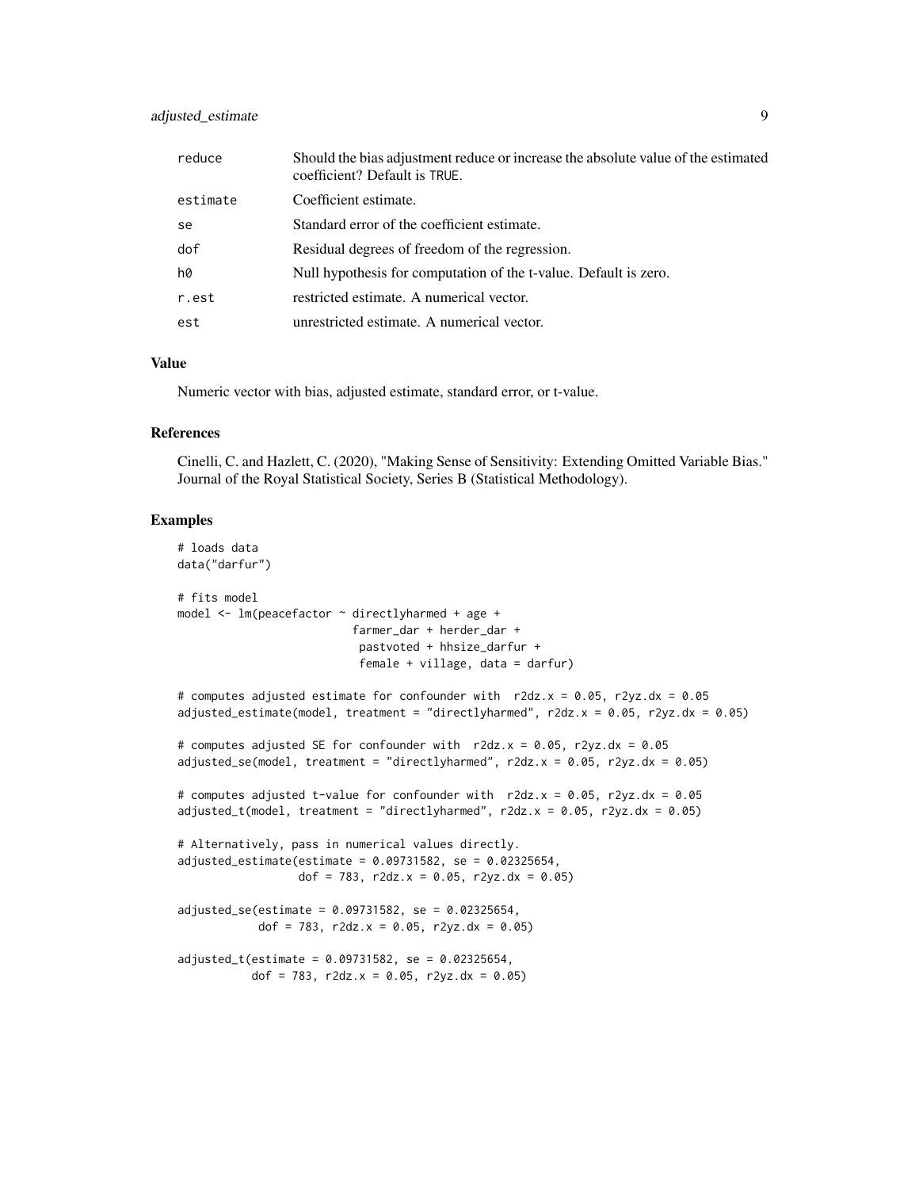| | |
|---|---|
| reduce | Should the bias adjustment reduce or increase the absolute value of the estimated coefficient? Default is TRUE. |
| estimate | Coefficient estimate. |
| se | Standard error of the coefficient estimate. |
| dof | Residual degrees of freedom of the regression. |
| h0 | Null hypothesis for computation of the t-value. Default is zero. |
| r.est | restricted estimate. A numerical vector. |
| est | unrestricted estimate. A numerical vector. |

## Value

Numeric vector with bias, adjusted estimate, standard error, or t-value.

## References

Cinelli, C. and Hazlett, C. (2020), "Making Sense of Sensitivity: Extending Omitted Variable Bias." Journal of the Royal Statistical Society, Series B (Statistical Methodology).

## Examples

```
# loads data
data("darfur")

# fits model
model <- lm(peacefactor ~ directlyharmed + age +
                          farmer_dar + herder_dar +
                           pastvoted + hhsize_darfur +
                           female + village, data = darfur)

# computes adjusted estimate for confounder with  r2dz.x = 0.05, r2yz.dx = 0.05
adjusted_estimate(model, treatment = "directlyharmed", r2dz.x = 0.05, r2yz.dx = 0.05)

# computes adjusted SE for confounder with  r2dz.x = 0.05, r2yz.dx = 0.05
adjusted_se(model, treatment = "directlyharmed", r2dz.x = 0.05, r2yz.dx = 0.05)

# computes adjusted t-value for confounder with  r2dz.x = 0.05, r2yz.dx = 0.05
adjusted_t(model, treatment = "directlyharmed", r2dz.x = 0.05, r2yz.dx = 0.05)

# Alternatively, pass in numerical values directly.
adjusted_estimate(estimate = 0.09731582, se = 0.02325654,
                  dof = 783, r2dz.x = 0.05, r2yz.dx = 0.05)

adjusted_se(estimate = 0.09731582, se = 0.02325654,
            dof = 783, r2dz.x = 0.05, r2yz.dx = 0.05)

adjusted_t(estimate = 0.09731582, se = 0.02325654,
           dof = 783, r2dz.x = 0.05, r2yz.dx = 0.05)
```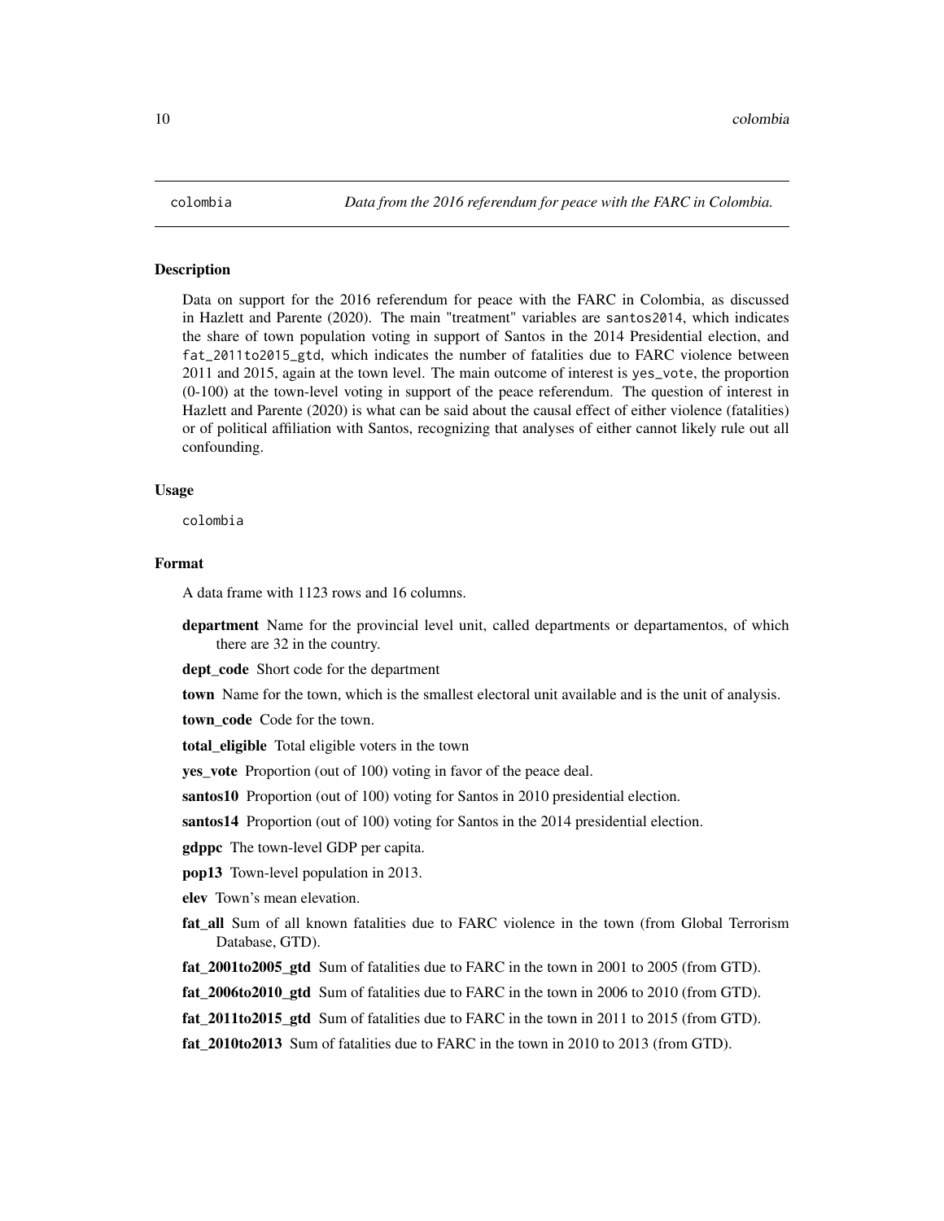`colombia` *Data from the 2016 referendum for peace with the FARC in Colombia.*

## Description

Data on support for the 2016 referendum for peace with the FARC in Colombia, as discussed in Hazlett and Parente (2020). The main "treatment" variables are `santos2014`, which indicates the share of town population voting in support of Santos in the 2014 Presidential election, and `fat_2011to2015_gtd`, which indicates the number of fatalities due to FARC violence between 2011 and 2015, again at the town level. The main outcome of interest is `yes_vote`, the proportion (0-100) at the town-level voting in support of the peace referendum. The question of interest in Hazlett and Parente (2020) is what can be said about the causal effect of either violence (fatalities) or of political affiliation with Santos, recognizing that analyses of either cannot likely rule out all confounding.

## Usage

```
colombia
```

## Format

A data frame with 1123 rows and 16 columns.

- **department** Name for the provincial level unit, called departments or departamentos, of which there are 32 in the country.
- **dept_code** Short code for the department
- **town** Name for the town, which is the smallest electoral unit available and is the unit of analysis.
- **town_code** Code for the town.
- **total_eligible** Total eligible voters in the town
- **yes_vote** Proportion (out of 100) voting in favor of the peace deal.
- **santos10** Proportion (out of 100) voting for Santos in 2010 presidential election.
- **santos14** Proportion (out of 100) voting for Santos in the 2014 presidential election.
- **gdppc** The town-level GDP per capita.
- **pop13** Town-level population in 2013.
- **elev** Town's mean elevation.
- **fat_all** Sum of all known fatalities due to FARC violence in the town (from Global Terrorism Database, GTD).
- **fat_2001to2005_gtd** Sum of fatalities due to FARC in the town in 2001 to 2005 (from GTD).
- **fat_2006to2010_gtd** Sum of fatalities due to FARC in the town in 2006 to 2010 (from GTD).
- **fat_2011to2015_gtd** Sum of fatalities due to FARC in the town in 2011 to 2015 (from GTD).
- **fat_2010to2013** Sum of fatalities due to FARC in the town in 2010 to 2013 (from GTD).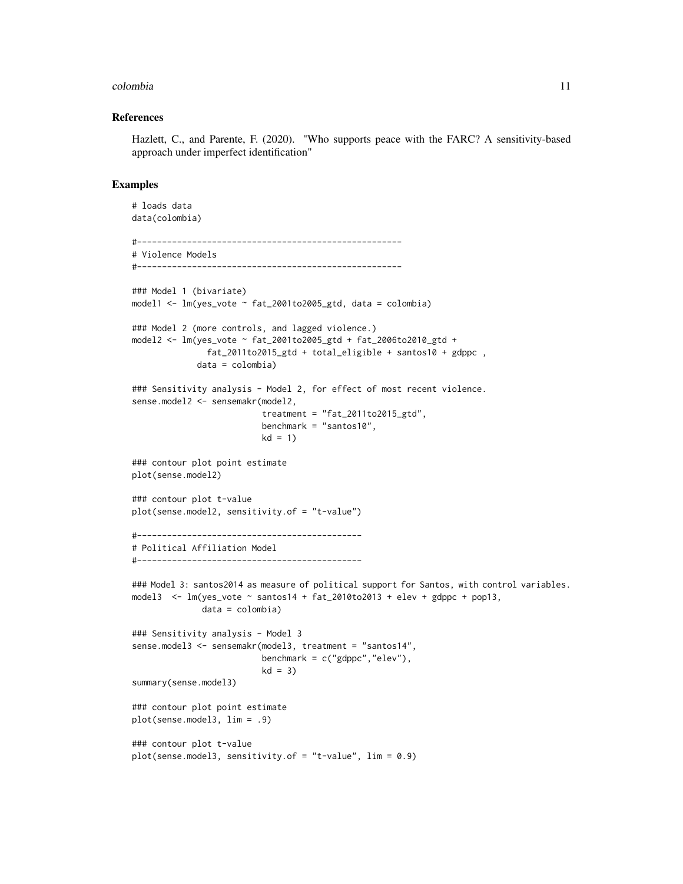## References

Hazlett, C., and Parente, F. (2020). "Who supports peace with the FARC? A sensitivity-based approach under imperfect identification"

## Examples

```
# loads data
data(colombia)

#----------------------------------------------------
# Violence Models
#----------------------------------------------------

### Model 1 (bivariate)
model1 <- lm(yes_vote ~ fat_2001to2005_gtd, data = colombia)

### Model 2 (more controls, and lagged violence.)
model2 <- lm(yes_vote ~ fat_2001to2005_gtd + fat_2006to2010_gtd +
               fat_2011to2015_gtd + total_eligible + santos10 + gdppc ,
             data = colombia)

### Sensitivity analysis - Model 2, for effect of most recent violence.
sense.model2 <- sensemakr(model2,
                          treatment = "fat_2011to2015_gtd",
                          benchmark = "santos10",
                          kd = 1)

### contour plot point estimate
plot(sense.model2)

### contour plot t-value
plot(sense.model2, sensitivity.of = "t-value")

#--------------------------------------------
# Political Affiliation Model
#--------------------------------------------

### Model 3: santos2014 as measure of political support for Santos, with control variables.
model3  <- lm(yes_vote ~ santos14 + fat_2010to2013 + elev + gdppc + pop13,
              data = colombia)

### Sensitivity analysis - Model 3
sense.model3 <- sensemakr(model3, treatment = "santos14",
                          benchmark = c("gdppc","elev"),
                          kd = 3)
summary(sense.model3)

### contour plot point estimate
plot(sense.model3, lim = .9)

### contour plot t-value
plot(sense.model3, sensitivity.of = "t-value", lim = 0.9)
```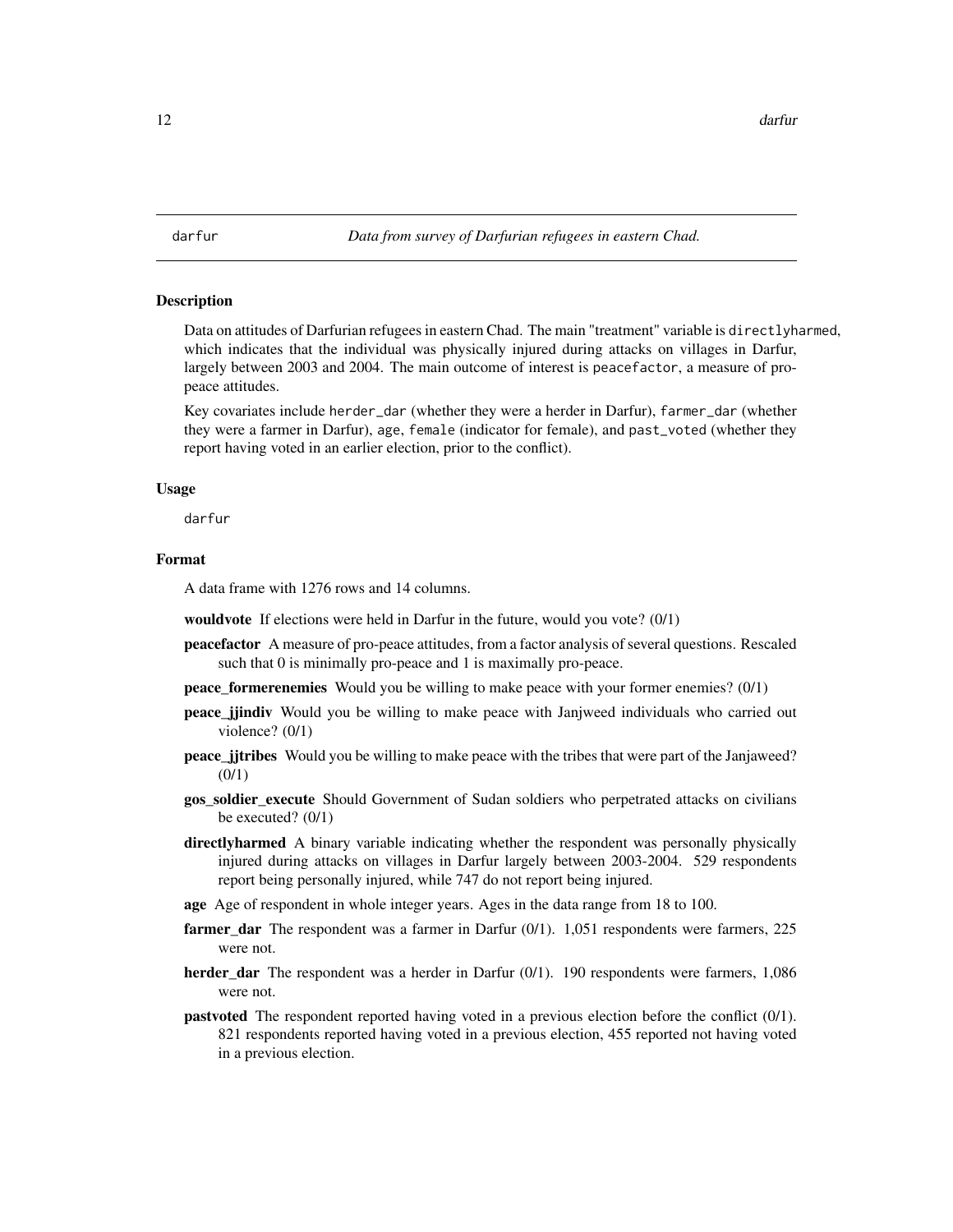darfur *Data from survey of Darfurian refugees in eastern Chad.*

## Description

Data on attitudes of Darfurian refugees in eastern Chad. The main "treatment" variable is `directlyharmed`, which indicates that the individual was physically injured during attacks on villages in Darfur, largely between 2003 and 2004. The main outcome of interest is `peacefactor`, a measure of pro-peace attitudes.

Key covariates include `herder_dar` (whether they were a herder in Darfur), `farmer_dar` (whether they were a farmer in Darfur), `age`, `female` (indicator for female), and `past_voted` (whether they report having voted in an earlier election, prior to the conflict).

## Usage

```
darfur
```

## Format

A data frame with 1276 rows and 14 columns.

**wouldvote** If elections were held in Darfur in the future, would you vote? (0/1)

**peacefactor** A measure of pro-peace attitudes, from a factor analysis of several questions. Rescaled such that 0 is minimally pro-peace and 1 is maximally pro-peace.

**peace_formerenemies** Would you be willing to make peace with your former enemies? (0/1)

**peace_jjindiv** Would you be willing to make peace with Janjweed individuals who carried out violence? (0/1)

**peace_jjtribes** Would you be willing to make peace with the tribes that were part of the Janjaweed? (0/1)

**gos_soldier_execute** Should Government of Sudan soldiers who perpetrated attacks on civilians be executed? (0/1)

**directlyharmed** A binary variable indicating whether the respondent was personally physically injured during attacks on villages in Darfur largely between 2003-2004. 529 respondents report being personally injured, while 747 do not report being injured.

**age** Age of respondent in whole integer years. Ages in the data range from 18 to 100.

**farmer_dar** The respondent was a farmer in Darfur (0/1). 1,051 respondents were farmers, 225 were not.

**herder_dar** The respondent was a herder in Darfur (0/1). 190 respondents were farmers, 1,086 were not.

**pastvoted** The respondent reported having voted in a previous election before the conflict (0/1). 821 respondents reported having voted in a previous election, 455 reported not having voted in a previous election.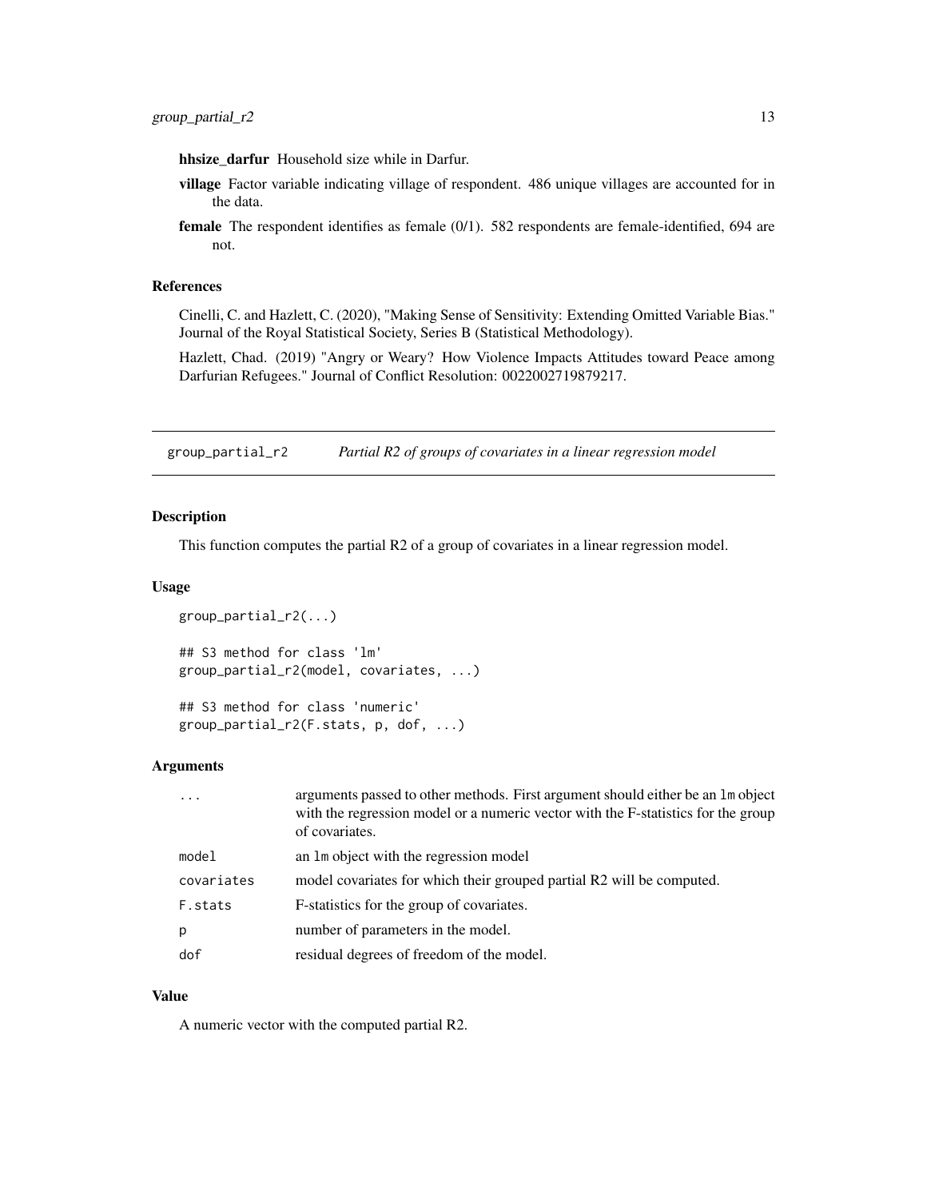**hhsize_darfur** Household size while in Darfur.

**village** Factor variable indicating village of respondent. 486 unique villages are accounted for in the data.

**female** The respondent identifies as female (0/1). 582 respondents are female-identified, 694 are not.

### References

Cinelli, C. and Hazlett, C. (2020), "Making Sense of Sensitivity: Extending Omitted Variable Bias." Journal of the Royal Statistical Society, Series B (Statistical Methodology).

Hazlett, Chad. (2019) "Angry or Weary? How Violence Impacts Attitudes toward Peace among Darfurian Refugees." Journal of Conflict Resolution: 0022002719879217.

## group_partial_r2 — *Partial R2 of groups of covariates in a linear regression model*

### Description

This function computes the partial R2 of a group of covariates in a linear regression model.

### Usage

```
group_partial_r2(...)

## S3 method for class 'lm'
group_partial_r2(model, covariates, ...)

## S3 method for class 'numeric'
group_partial_r2(F.stats, p, dof, ...)
```

### Arguments

| | |
|---|---|
| `...` | arguments passed to other methods. First argument should either be an `lm` object with the regression model or a numeric vector with the F-statistics for the group of covariates. |
| `model` | an `lm` object with the regression model |
| `covariates` | model covariates for which their grouped partial R2 will be computed. |
| `F.stats` | F-statistics for the group of covariates. |
| `p` | number of parameters in the model. |
| `dof` | residual degrees of freedom of the model. |

### Value

A numeric vector with the computed partial R2.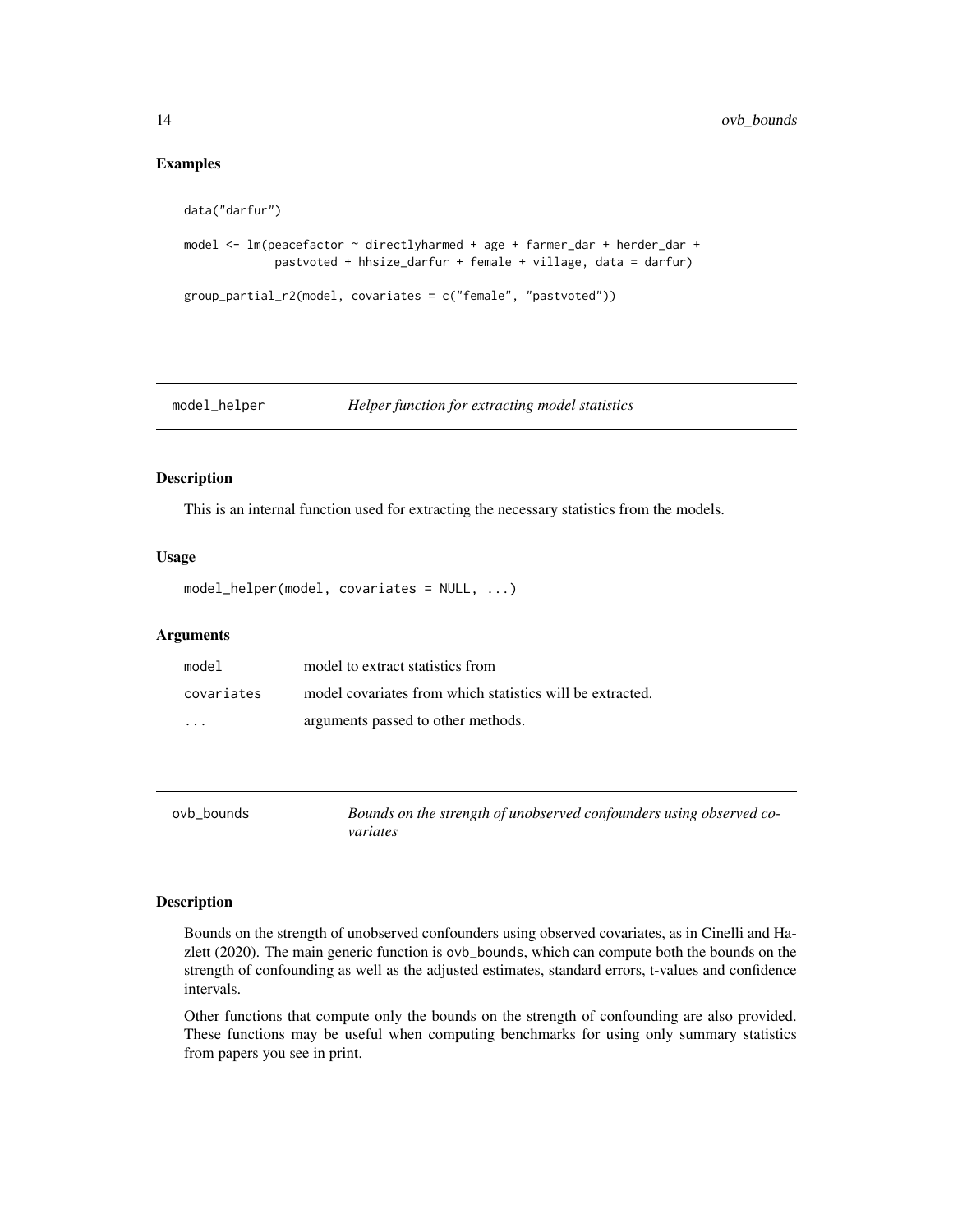## Examples

```
data("darfur")

model <- lm(peacefactor ~ directlyharmed + age + farmer_dar + herder_dar +
             pastvoted + hhsize_darfur + female + village, data = darfur)

group_partial_r2(model, covariates = c("female", "pastvoted"))
```

---

## model_helper — *Helper function for extracting model statistics*

### Description

This is an internal function used for extracting the necessary statistics from the models.

### Usage

```
model_helper(model, covariates = NULL, ...)
```

### Arguments

| | |
|---|---|
| `model` | model to extract statistics from |
| `covariates` | model covariates from which statistics will be extracted. |
| `...` | arguments passed to other methods. |

---

## ovb_bounds — *Bounds on the strength of unobserved confounders using observed covariates*

### Description

Bounds on the strength of unobserved confounders using observed covariates, as in Cinelli and Hazlett (2020). The main generic function is `ovb_bounds`, which can compute both the bounds on the strength of confounding as well as the adjusted estimates, standard errors, t-values and confidence intervals.

Other functions that compute only the bounds on the strength of confounding are also provided. These functions may be useful when computing benchmarks for using only summary statistics from papers you see in print.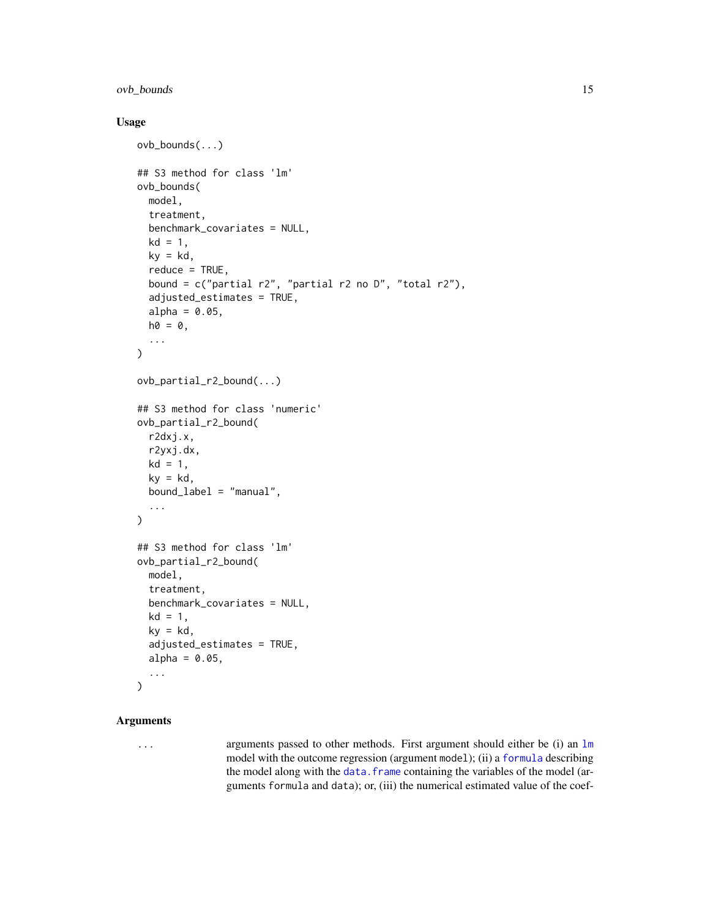## Usage

```
ovb_bounds(...)

## S3 method for class 'lm'
ovb_bounds(
  model,
  treatment,
  benchmark_covariates = NULL,
  kd = 1,
  ky = kd,
  reduce = TRUE,
  bound = c("partial r2", "partial r2 no D", "total r2"),
  adjusted_estimates = TRUE,
  alpha = 0.05,
  h0 = 0,
  ...
)

ovb_partial_r2_bound(...)

## S3 method for class 'numeric'
ovb_partial_r2_bound(
  r2dxj.x,
  r2yxj.dx,
  kd = 1,
  ky = kd,
  bound_label = "manual",
  ...
)

## S3 method for class 'lm'
ovb_partial_r2_bound(
  model,
  treatment,
  benchmark_covariates = NULL,
  kd = 1,
  ky = kd,
  adjusted_estimates = TRUE,
  alpha = 0.05,
  ...
)
```

## Arguments

`...` arguments passed to other methods. First argument should either be (i) an `lm` model with the outcome regression (argument `model`); (ii) a `formula` describing the model along with the `data.frame` containing the variables of the model (arguments `formula` and `data`); or, (iii) the numerical estimated value of the coef-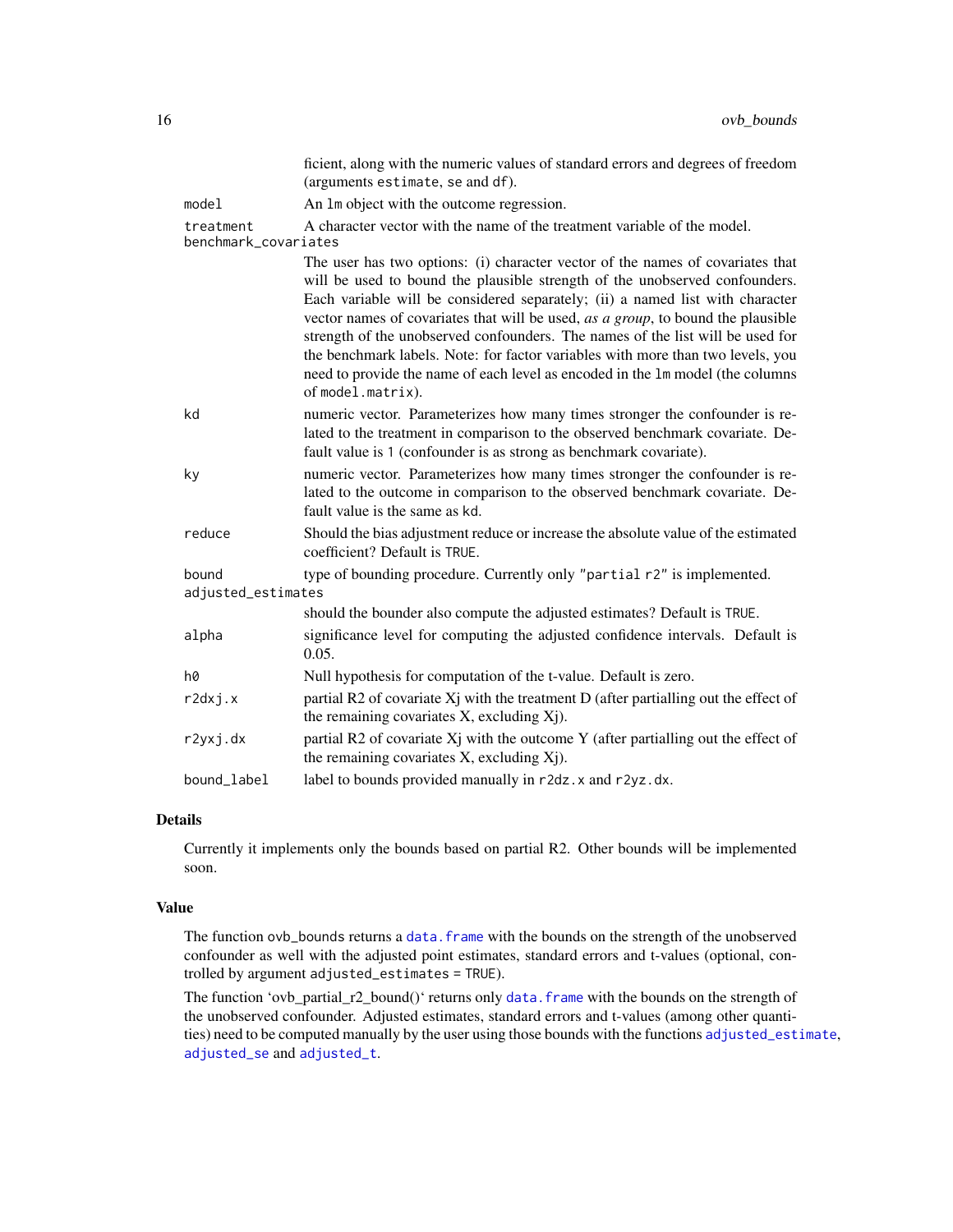ficient, along with the numeric values of standard errors and degrees of freedom (arguments `estimate`, `se` and `df`).

| | |
|---|---|
| `model` | An `lm` object with the outcome regression. |
| `treatment` | A character vector with the name of the treatment variable of the model. |
| `benchmark_covariates` | The user has two options: (i) character vector of the names of covariates that will be used to bound the plausible strength of the unobserved confounders. Each variable will be considered separately; (ii) a named list with character vector names of covariates that will be used, *as a group*, to bound the plausible strength of the unobserved confounders. The names of the list will be used for the benchmark labels. Note: for factor variables with more than two levels, you need to provide the name of each level as encoded in the `lm` model (the columns of `model.matrix`). |
| `kd` | numeric vector. Parameterizes how many times stronger the confounder is related to the treatment in comparison to the observed benchmark covariate. Default value is `1` (confounder is as strong as benchmark covariate). |
| `ky` | numeric vector. Parameterizes how many times stronger the confounder is related to the outcome in comparison to the observed benchmark covariate. Default value is the same as `kd`. |
| `reduce` | Should the bias adjustment reduce or increase the absolute value of the estimated coefficient? Default is `TRUE`. |
| `bound` | type of bounding procedure. Currently only `"partial r2"` is implemented. |
| `adjusted_estimates` | should the bounder also compute the adjusted estimates? Default is `TRUE`. |
| `alpha` | significance level for computing the adjusted confidence intervals. Default is 0.05. |
| `h0` | Null hypothesis for computation of the t-value. Default is zero. |
| `r2dxj.x` | partial R2 of covariate Xj with the treatment D (after partialling out the effect of the remaining covariates X, excluding Xj). |
| `r2yxj.dx` | partial R2 of covariate Xj with the outcome Y (after partialling out the effect of the remaining covariates X, excluding Xj). |
| `bound_label` | label to bounds provided manually in `r2dz.x` and `r2yz.dx`. |

## Details

Currently it implements only the bounds based on partial R2. Other bounds will be implemented soon.

## Value

The function `ovb_bounds` returns a `data.frame` with the bounds on the strength of the unobserved confounder as well with the adjusted point estimates, standard errors and t-values (optional, controlled by argument `adjusted_estimates = TRUE`).

The function 'ovb_partial_r2_bound()' returns only `data.frame` with the bounds on the strength of the unobserved confounder. Adjusted estimates, standard errors and t-values (among other quantities) need to be computed manually by the user using those bounds with the functions `adjusted_estimate`, `adjusted_se` and `adjusted_t`.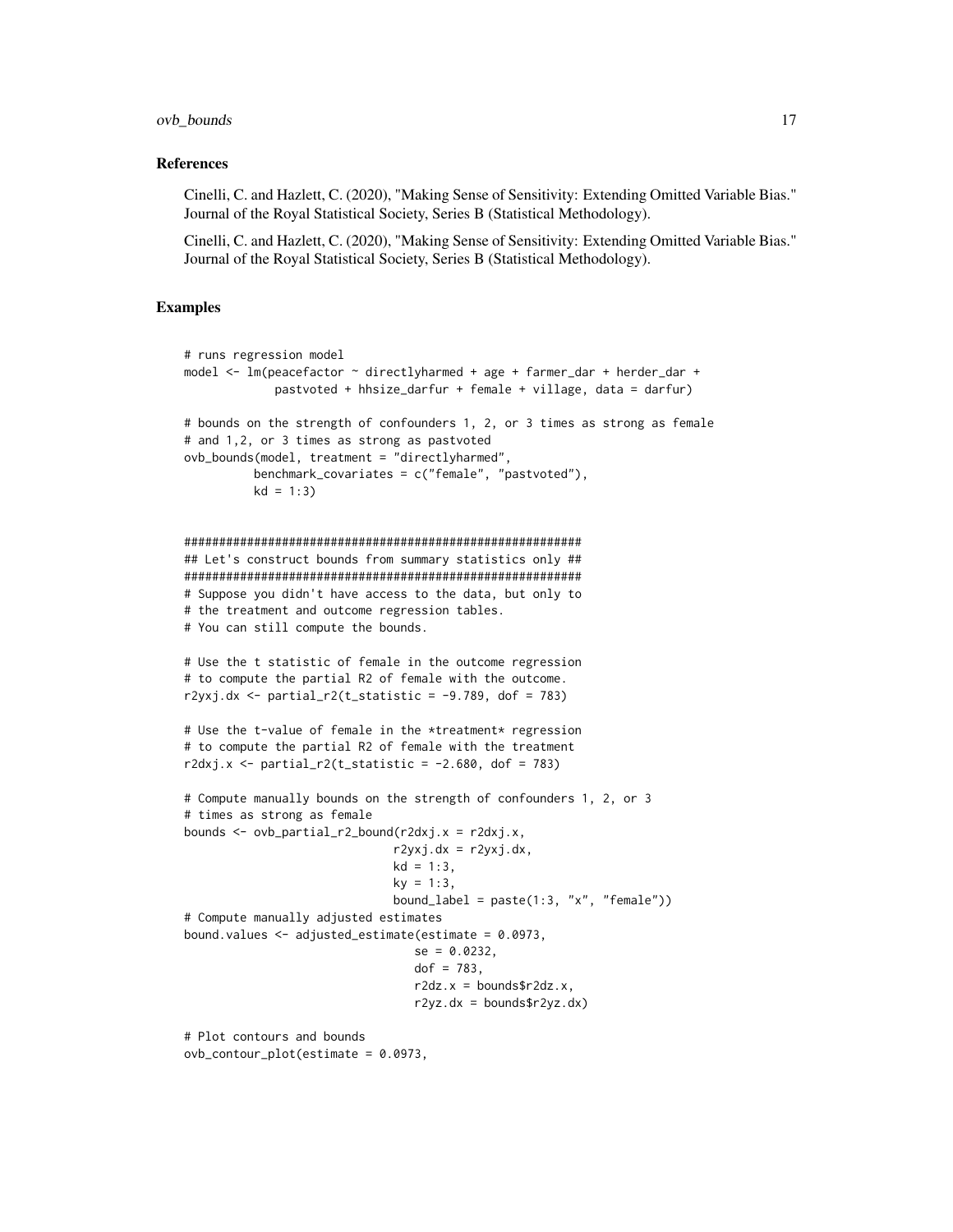### References

Cinelli, C. and Hazlett, C. (2020), "Making Sense of Sensitivity: Extending Omitted Variable Bias." Journal of the Royal Statistical Society, Series B (Statistical Methodology).

Cinelli, C. and Hazlett, C. (2020), "Making Sense of Sensitivity: Extending Omitted Variable Bias." Journal of the Royal Statistical Society, Series B (Statistical Methodology).

### Examples

```
# runs regression model
model <- lm(peacefactor ~ directlyharmed + age + farmer_dar + herder_dar +
             pastvoted + hhsize_darfur + female + village, data = darfur)

# bounds on the strength of confounders 1, 2, or 3 times as strong as female
# and 1,2, or 3 times as strong as pastvoted
ovb_bounds(model, treatment = "directlyharmed",
          benchmark_covariates = c("female", "pastvoted"),
          kd = 1:3)


#########################################################
## Let's construct bounds from summary statistics only ##
#########################################################
# Suppose you didn't have access to the data, but only to
# the treatment and outcome regression tables.
# You can still compute the bounds.

# Use the t statistic of female in the outcome regression
# to compute the partial R2 of female with the outcome.
r2yxj.dx <- partial_r2(t_statistic = -9.789, dof = 783)

# Use the t-value of female in the *treatment* regression
# to compute the partial R2 of female with the treatment
r2dxj.x <- partial_r2(t_statistic = -2.680, dof = 783)

# Compute manually bounds on the strength of confounders 1, 2, or 3
# times as strong as female
bounds <- ovb_partial_r2_bound(r2dxj.x = r2dxj.x,
                               r2yxj.dx = r2yxj.dx,
                               kd = 1:3,
                               ky = 1:3,
                               bound_label = paste(1:3, "x", "female"))
# Compute manually adjusted estimates
bound.values <- adjusted_estimate(estimate = 0.0973,
                                  se = 0.0232,
                                  dof = 783,
                                  r2dz.x = bounds$r2dz.x,
                                  r2yz.dx = bounds$r2yz.dx)

# Plot contours and bounds
ovb_contour_plot(estimate = 0.0973,
```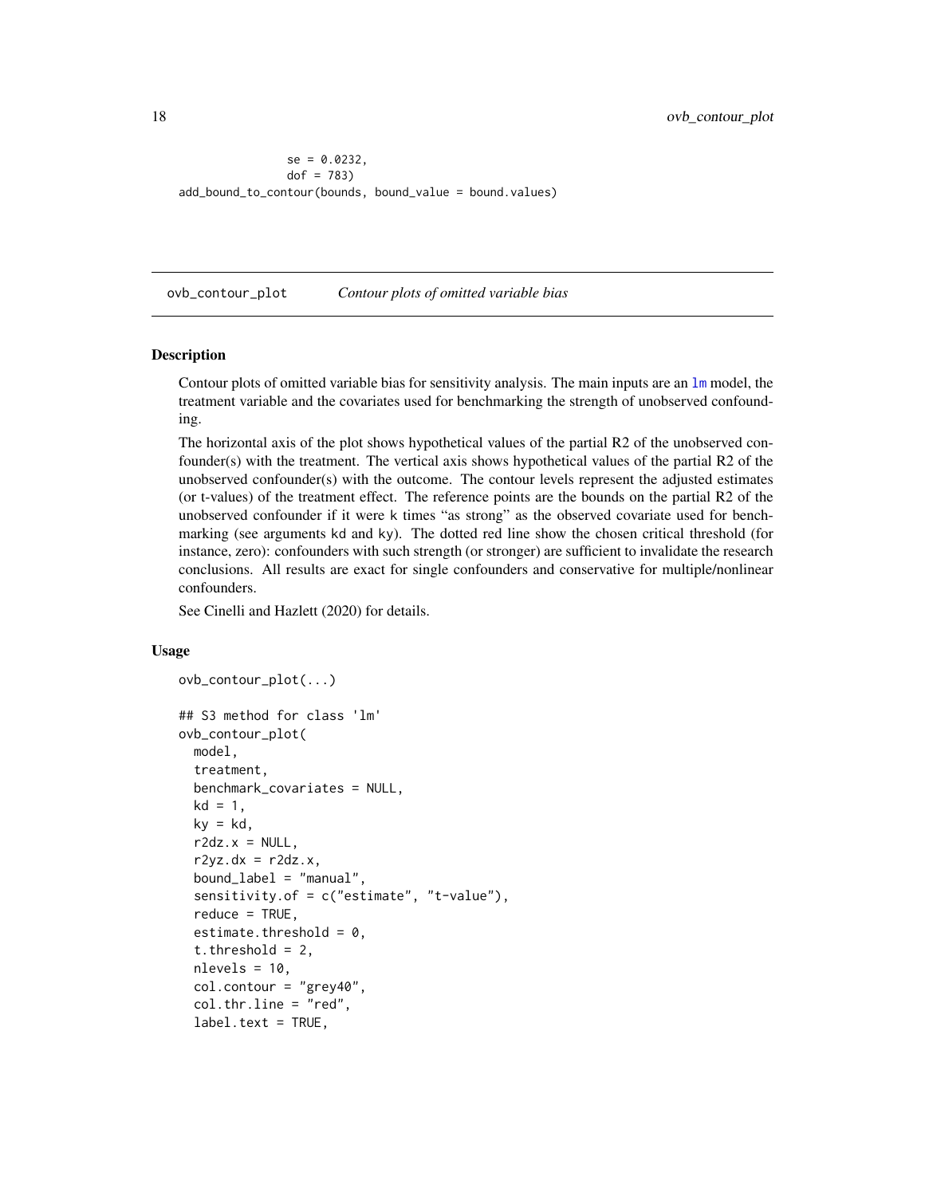```
              se = 0.0232,
              dof = 783)
add_bound_to_contour(bounds, bound_value = bound.values)
```

## ovb_contour_plot    *Contour plots of omitted variable bias*

### Description

Contour plots of omitted variable bias for sensitivity analysis. The main inputs are an lm model, the treatment variable and the covariates used for benchmarking the strength of unobserved confounding.

The horizontal axis of the plot shows hypothetical values of the partial R2 of the unobserved confounder(s) with the treatment. The vertical axis shows hypothetical values of the partial R2 of the unobserved confounder(s) with the outcome. The contour levels represent the adjusted estimates (or t-values) of the treatment effect. The reference points are the bounds on the partial R2 of the unobserved confounder if it were k times "as strong" as the observed covariate used for benchmarking (see arguments kd and ky). The dotted red line show the chosen critical threshold (for instance, zero): confounders with such strength (or stronger) are sufficient to invalidate the research conclusions. All results are exact for single confounders and conservative for multiple/nonlinear confounders.

See Cinelli and Hazlett (2020) for details.

### Usage

```
ovb_contour_plot(...)

## S3 method for class 'lm'
ovb_contour_plot(
  model,
  treatment,
  benchmark_covariates = NULL,
  kd = 1,
  ky = kd,
  r2dz.x = NULL,
  r2yz.dx = r2dz.x,
  bound_label = "manual",
  sensitivity.of = c("estimate", "t-value"),
  reduce = TRUE,
  estimate.threshold = 0,
  t.threshold = 2,
  nlevels = 10,
  col.contour = "grey40",
  col.thr.line = "red",
  label.text = TRUE,
```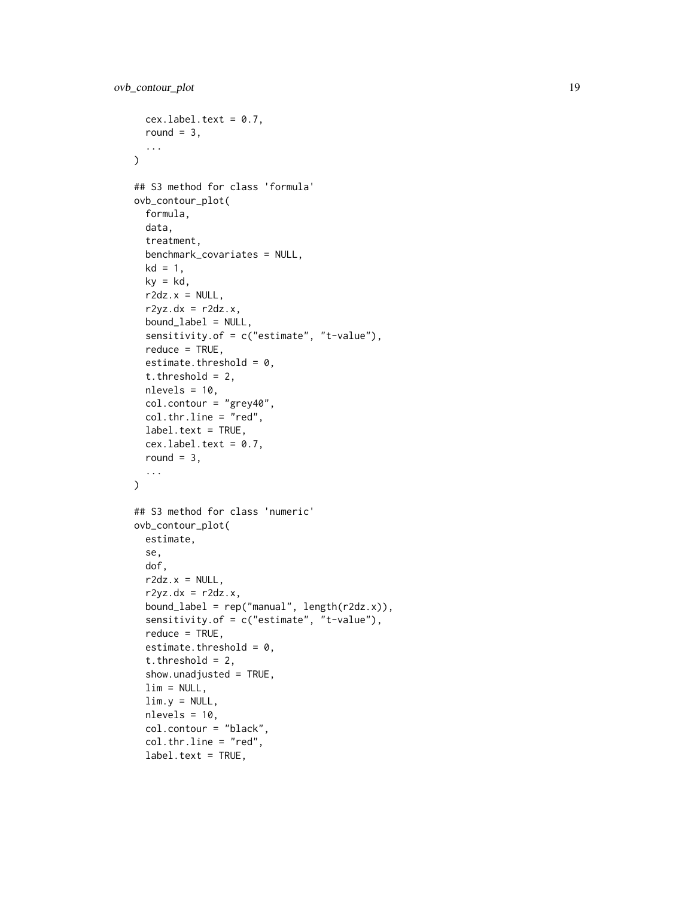```
  cex.label.text = 0.7,
  round = 3,
  ...
)

## S3 method for class 'formula'
ovb_contour_plot(
  formula,
  data,
  treatment,
  benchmark_covariates = NULL,
  kd = 1,
  ky = kd,
  r2dz.x = NULL,
  r2yz.dx = r2dz.x,
  bound_label = NULL,
  sensitivity.of = c("estimate", "t-value"),
  reduce = TRUE,
  estimate.threshold = 0,
  t.threshold = 2,
  nlevels = 10,
  col.contour = "grey40",
  col.thr.line = "red",
  label.text = TRUE,
  cex.label.text = 0.7,
  round = 3,
  ...
)

## S3 method for class 'numeric'
ovb_contour_plot(
  estimate,
  se,
  dof,
  r2dz.x = NULL,
  r2yz.dx = r2dz.x,
  bound_label = rep("manual", length(r2dz.x)),
  sensitivity.of = c("estimate", "t-value"),
  reduce = TRUE,
  estimate.threshold = 0,
  t.threshold = 2,
  show.unadjusted = TRUE,
  lim = NULL,
  lim.y = NULL,
  nlevels = 10,
  col.contour = "black",
  col.thr.line = "red",
  label.text = TRUE,
```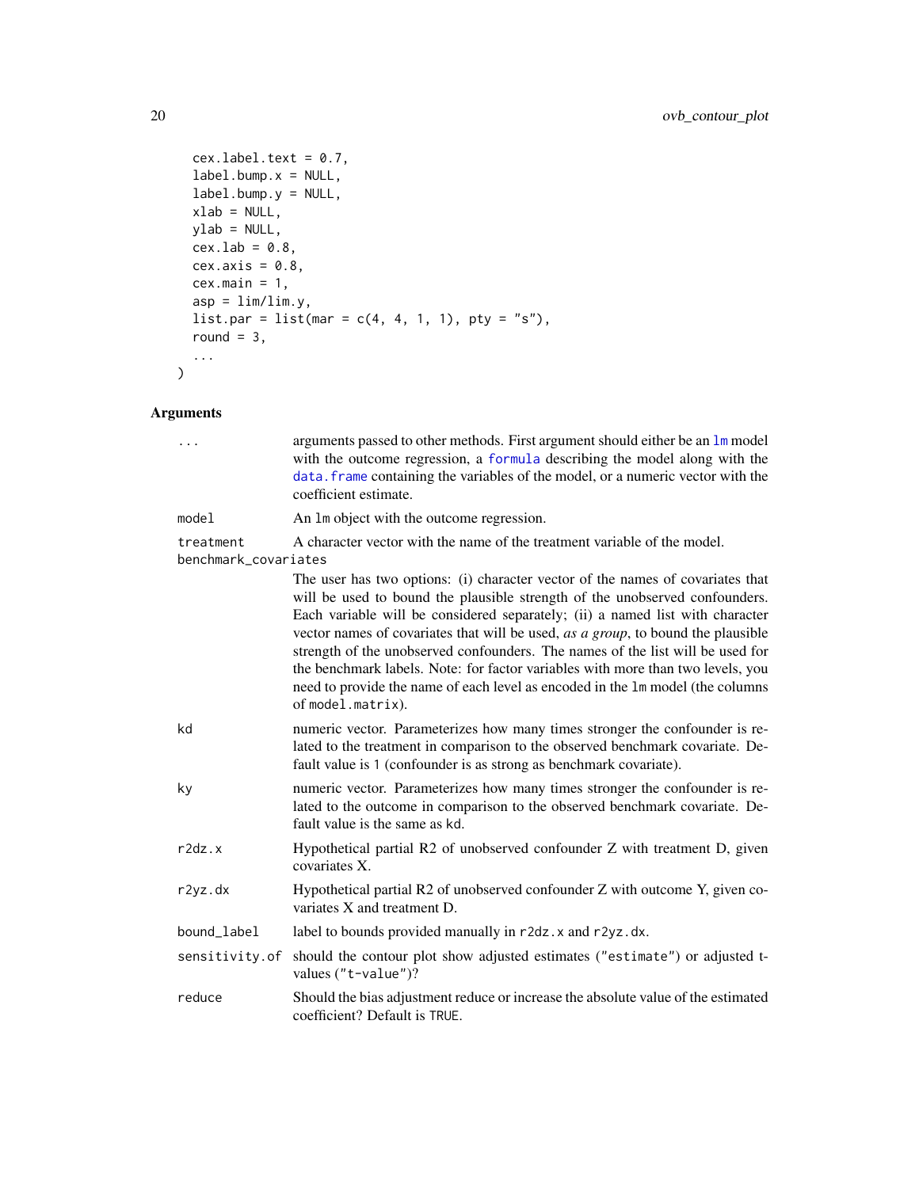```
  cex.label.text = 0.7,
  label.bump.x = NULL,
  label.bump.y = NULL,
  xlab = NULL,
  ylab = NULL,
  cex.lab = 0.8,
  cex.axis = 0.8,
  cex.main = 1,
  asp = lim/lim.y,
  list.par = list(mar = c(4, 4, 1, 1), pty = "s"),
  round = 3,
  ...
)
```

## Arguments

| | |
|---|---|
| `...` | arguments passed to other methods. First argument should either be an `lm` model with the outcome regression, a `formula` describing the model along with the `data.frame` containing the variables of the model, or a numeric vector with the coefficient estimate. |
| `model` | An `lm` object with the outcome regression. |
| `treatment` | A character vector with the name of the treatment variable of the model. |
| `benchmark_covariates` | The user has two options: (i) character vector of the names of covariates that will be used to bound the plausible strength of the unobserved confounders. Each variable will be considered separately; (ii) a named list with character vector names of covariates that will be used, *as a group*, to bound the plausible strength of the unobserved confounders. The names of the list will be used for the benchmark labels. Note: for factor variables with more than two levels, you need to provide the name of each level as encoded in the `lm` model (the columns of `model.matrix`). |
| `kd` | numeric vector. Parameterizes how many times stronger the confounder is related to the treatment in comparison to the observed benchmark covariate. Default value is `1` (confounder is as strong as benchmark covariate). |
| `ky` | numeric vector. Parameterizes how many times stronger the confounder is related to the outcome in comparison to the observed benchmark covariate. Default value is the same as `kd`. |
| `r2dz.x` | Hypothetical partial R2 of unobserved confounder Z with treatment D, given covariates X. |
| `r2yz.dx` | Hypothetical partial R2 of unobserved confounder Z with outcome Y, given covariates X and treatment D. |
| `bound_label` | label to bounds provided manually in `r2dz.x` and `r2yz.dx`. |
| `sensitivity.of` | should the contour plot show adjusted estimates (`"estimate"`) or adjusted t-values (`"t-value"`)? |
| `reduce` | Should the bias adjustment reduce or increase the absolute value of the estimated coefficient? Default is `TRUE`. |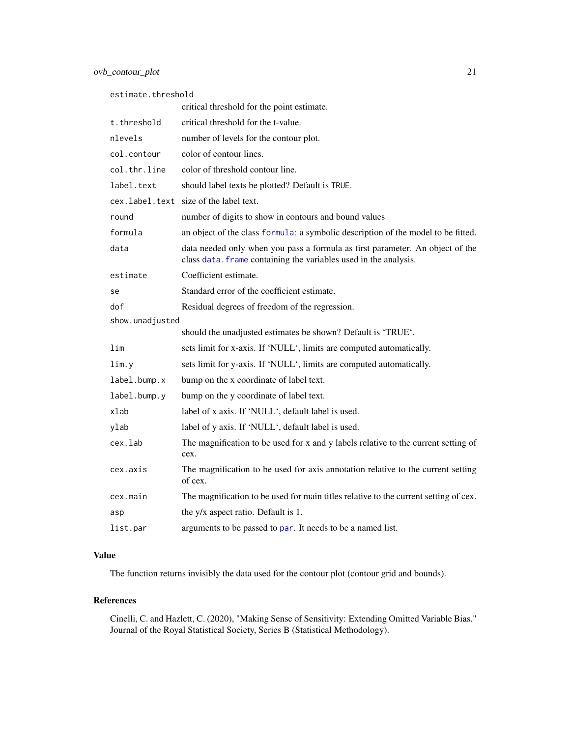| | |
|---|---|
| `estimate.threshold` | critical threshold for the point estimate. |
| `t.threshold` | critical threshold for the t-value. |
| `nlevels` | number of levels for the contour plot. |
| `col.contour` | color of contour lines. |
| `col.thr.line` | color of threshold contour line. |
| `label.text` | should label texts be plotted? Default is `TRUE`. |
| `cex.label.text` | size of the label text. |
| `round` | number of digits to show in contours and bound values |
| `formula` | an object of the class `formula`: a symbolic description of the model to be fitted. |
| `data` | data needed only when you pass a formula as first parameter. An object of the class `data.frame` containing the variables used in the analysis. |
| `estimate` | Coefficient estimate. |
| `se` | Standard error of the coefficient estimate. |
| `dof` | Residual degrees of freedom of the regression. |
| `show.unadjusted` | should the unadjusted estimates be shown? Default is 'TRUE'. |
| `lim` | sets limit for x-axis. If 'NULL', limits are computed automatically. |
| `lim.y` | sets limit for y-axis. If 'NULL', limits are computed automatically. |
| `label.bump.x` | bump on the x coordinate of label text. |
| `label.bump.y` | bump on the y coordinate of label text. |
| `xlab` | label of x axis. If 'NULL', default label is used. |
| `ylab` | label of y axis. If 'NULL', default label is used. |
| `cex.lab` | The magnification to be used for x and y labels relative to the current setting of cex. |
| `cex.axis` | The magnification to be used for axis annotation relative to the current setting of cex. |
| `cex.main` | The magnification to be used for main titles relative to the current setting of cex. |
| `asp` | the y/x aspect ratio. Default is 1. |
| `list.par` | arguments to be passed to `par`. It needs to be a named list. |

## Value

The function returns invisibly the data used for the contour plot (contour grid and bounds).

## References

Cinelli, C. and Hazlett, C. (2020), "Making Sense of Sensitivity: Extending Omitted Variable Bias." Journal of the Royal Statistical Society, Series B (Statistical Methodology).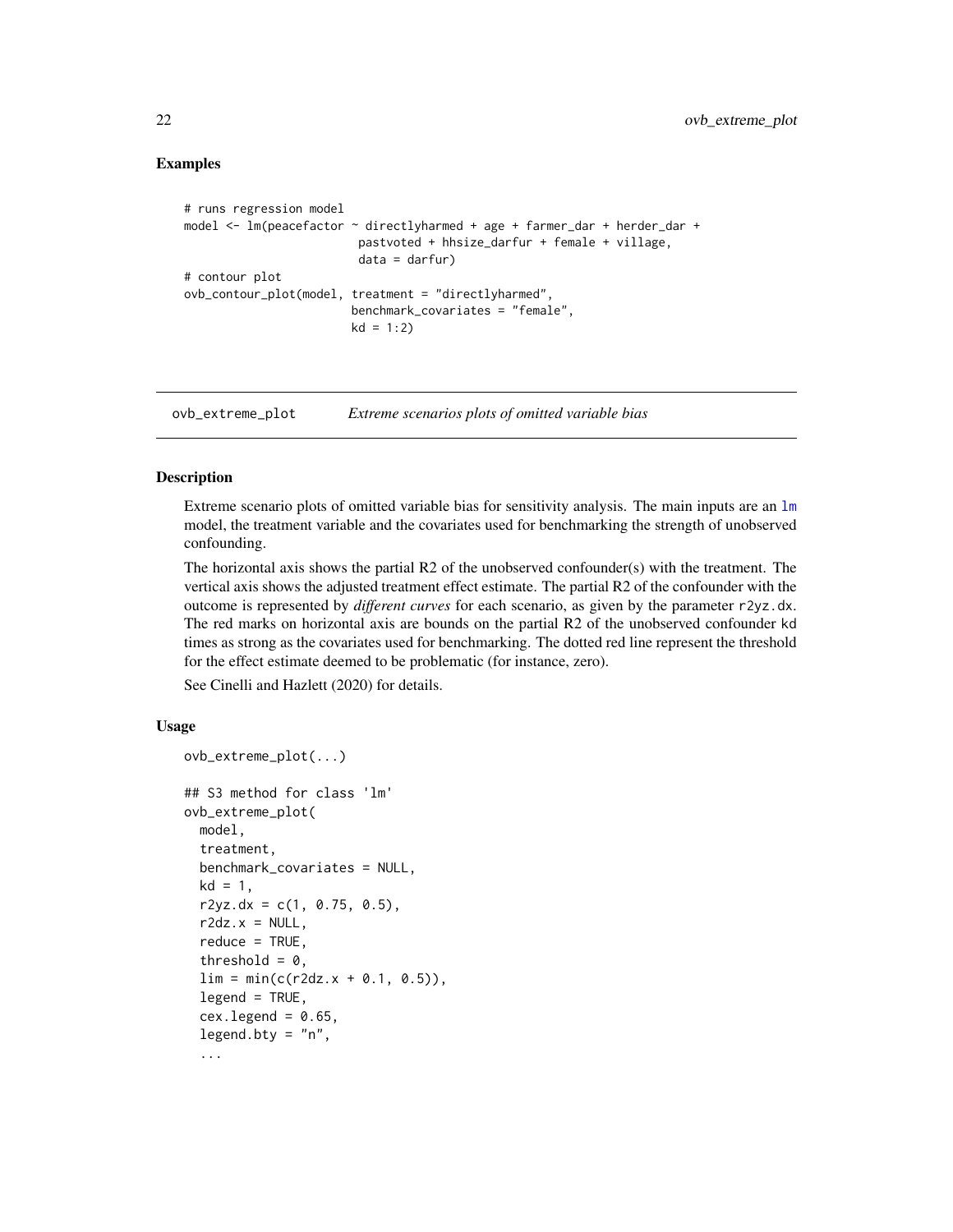## Examples

```
# runs regression model
model <- lm(peacefactor ~ directlyharmed + age + farmer_dar + herder_dar +
                         pastvoted + hhsize_darfur + female + village,
                         data = darfur)
# contour plot
ovb_contour_plot(model, treatment = "directlyharmed",
                        benchmark_covariates = "female",
                        kd = 1:2)
```

---

# ovb_extreme_plot — *Extreme scenarios plots of omitted variable bias*

---

## Description

Extreme scenario plots of omitted variable bias for sensitivity analysis. The main inputs are an lm model, the treatment variable and the covariates used for benchmarking the strength of unobserved confounding.

The horizontal axis shows the partial R2 of the unobserved confounder(s) with the treatment. The vertical axis shows the adjusted treatment effect estimate. The partial R2 of the confounder with the outcome is represented by *different curves* for each scenario, as given by the parameter `r2yz.dx`. The red marks on horizontal axis are bounds on the partial R2 of the unobserved confounder `kd` times as strong as the covariates used for benchmarking. The dotted red line represent the threshold for the effect estimate deemed to be problematic (for instance, zero).

See Cinelli and Hazlett (2020) for details.

## Usage

```
ovb_extreme_plot(...)

## S3 method for class 'lm'
ovb_extreme_plot(
  model,
  treatment,
  benchmark_covariates = NULL,
  kd = 1,
  r2yz.dx = c(1, 0.75, 0.5),
  r2dz.x = NULL,
  reduce = TRUE,
  threshold = 0,
  lim = min(c(r2dz.x + 0.1, 0.5)),
  legend = TRUE,
  cex.legend = 0.65,
  legend.bty = "n",
  ...
```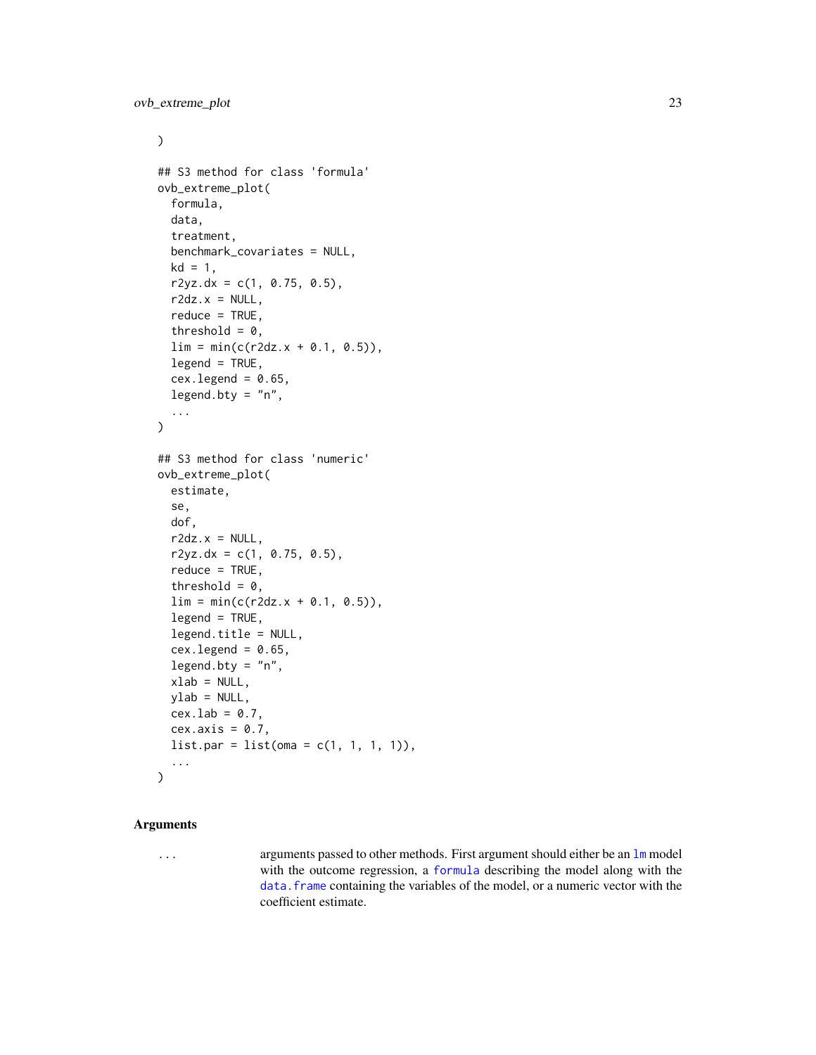```
)

## S3 method for class 'formula'
ovb_extreme_plot(
  formula,
  data,
  treatment,
  benchmark_covariates = NULL,
  kd = 1,
  r2yz.dx = c(1, 0.75, 0.5),
  r2dz.x = NULL,
  reduce = TRUE,
  threshold = 0,
  lim = min(c(r2dz.x + 0.1, 0.5)),
  legend = TRUE,
  cex.legend = 0.65,
  legend.bty = "n",
  ...
)

## S3 method for class 'numeric'
ovb_extreme_plot(
  estimate,
  se,
  dof,
  r2dz.x = NULL,
  r2yz.dx = c(1, 0.75, 0.5),
  reduce = TRUE,
  threshold = 0,
  lim = min(c(r2dz.x + 0.1, 0.5)),
  legend = TRUE,
  legend.title = NULL,
  cex.legend = 0.65,
  legend.bty = "n",
  xlab = NULL,
  ylab = NULL,
  cex.lab = 0.7,
  cex.axis = 0.7,
  list.par = list(oma = c(1, 1, 1, 1)),
  ...
)
```

### Arguments

| | |
|---|---|
| `...` | arguments passed to other methods. First argument should either be an `lm` model with the outcome regression, a `formula` describing the model along with the `data.frame` containing the variables of the model, or a numeric vector with the coefficient estimate. |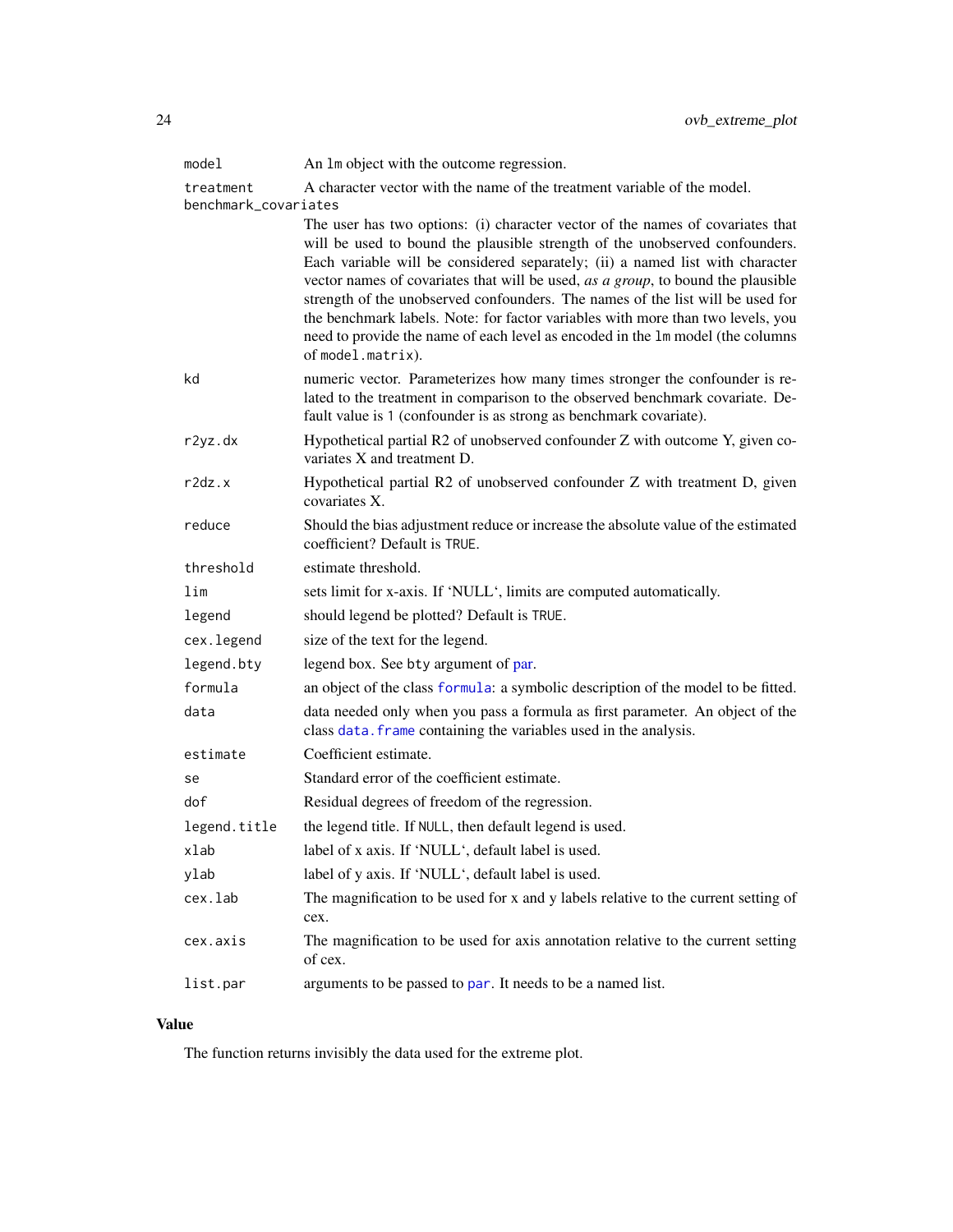| | |
|---|---|
| `model` | An `lm` object with the outcome regression. |
| `treatment` | A character vector with the name of the treatment variable of the model. |
| `benchmark_covariates` | The user has two options: (i) character vector of the names of covariates that will be used to bound the plausible strength of the unobserved confounders. Each variable will be considered separately; (ii) a named list with character vector names of covariates that will be used, *as a group*, to bound the plausible strength of the unobserved confounders. The names of the list will be used for the benchmark labels. Note: for factor variables with more than two levels, you need to provide the name of each level as encoded in the `lm` model (the columns of `model.matrix`). |
| `kd` | numeric vector. Parameterizes how many times stronger the confounder is related to the treatment in comparison to the observed benchmark covariate. Default value is `1` (confounder is as strong as benchmark covariate). |
| `r2yz.dx` | Hypothetical partial R2 of unobserved confounder Z with outcome Y, given covariates X and treatment D. |
| `r2dz.x` | Hypothetical partial R2 of unobserved confounder Z with treatment D, given covariates X. |
| `reduce` | Should the bias adjustment reduce or increase the absolute value of the estimated coefficient? Default is `TRUE`. |
| `threshold` | estimate threshold. |
| `lim` | sets limit for x-axis. If 'NULL', limits are computed automatically. |
| `legend` | should legend be plotted? Default is `TRUE`. |
| `cex.legend` | size of the text for the legend. |
| `legend.bty` | legend box. See `bty` argument of `par`. |
| `formula` | an object of the class `formula`: a symbolic description of the model to be fitted. |
| `data` | data needed only when you pass a formula as first parameter. An object of the class `data.frame` containing the variables used in the analysis. |
| `estimate` | Coefficient estimate. |
| `se` | Standard error of the coefficient estimate. |
| `dof` | Residual degrees of freedom of the regression. |
| `legend.title` | the legend title. If `NULL`, then default legend is used. |
| `xlab` | label of x axis. If 'NULL', default label is used. |
| `ylab` | label of y axis. If 'NULL', default label is used. |
| `cex.lab` | The magnification to be used for x and y labels relative to the current setting of cex. |
| `cex.axis` | The magnification to be used for axis annotation relative to the current setting of cex. |
| `list.par` | arguments to be passed to `par`. It needs to be a named list. |

## Value

The function returns invisibly the data used for the extreme plot.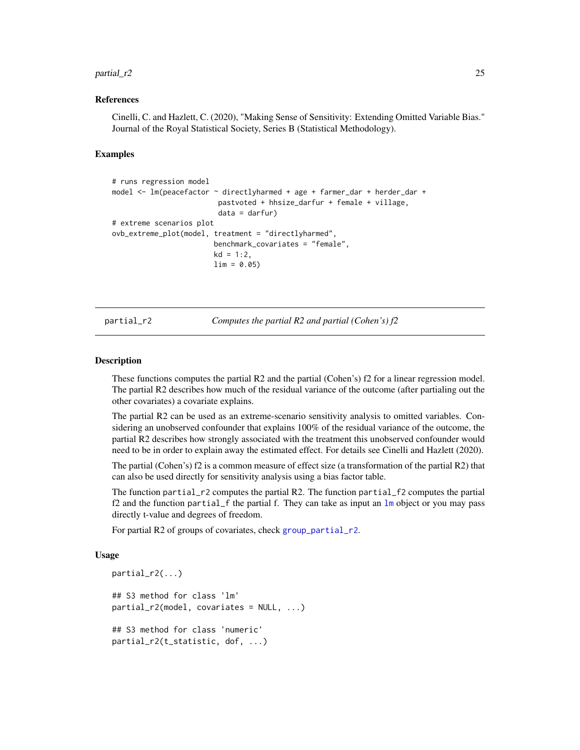### References

Cinelli, C. and Hazlett, C. (2020), "Making Sense of Sensitivity: Extending Omitted Variable Bias." Journal of the Royal Statistical Society, Series B (Statistical Methodology).

### Examples

```
# runs regression model
model <- lm(peacefactor ~ directlyharmed + age + farmer_dar + herder_dar +
                         pastvoted + hhsize_darfur + female + village,
                         data = darfur)
# extreme scenarios plot
ovb_extreme_plot(model, treatment = "directlyharmed",
                        benchmark_covariates = "female",
                        kd = 1:2,
                        lim = 0.05)
```

---

## partial_r2 — *Computes the partial R2 and partial (Cohen's) f2*

### Description

These functions computes the partial R2 and the partial (Cohen's) f2 for a linear regression model. The partial R2 describes how much of the residual variance of the outcome (after partialing out the other covariates) a covariate explains.

The partial R2 can be used as an extreme-scenario sensitivity analysis to omitted variables. Considering an unobserved confounder that explains 100% of the residual variance of the outcome, the partial R2 describes how strongly associated with the treatment this unobserved confounder would need to be in order to explain away the estimated effect. For details see Cinelli and Hazlett (2020).

The partial (Cohen's) f2 is a common measure of effect size (a transformation of the partial R2) that can also be used directly for sensitivity analysis using a bias factor table.

The function `partial_r2` computes the partial R2. The function `partial_f2` computes the partial f2 and the function `partial_f` the partial f. They can take as input an `lm` object or you may pass directly t-value and degrees of freedom.

For partial R2 of groups of covariates, check `group_partial_r2`.

### Usage

```
partial_r2(...)

## S3 method for class 'lm'
partial_r2(model, covariates = NULL, ...)

## S3 method for class 'numeric'
partial_r2(t_statistic, dof, ...)
```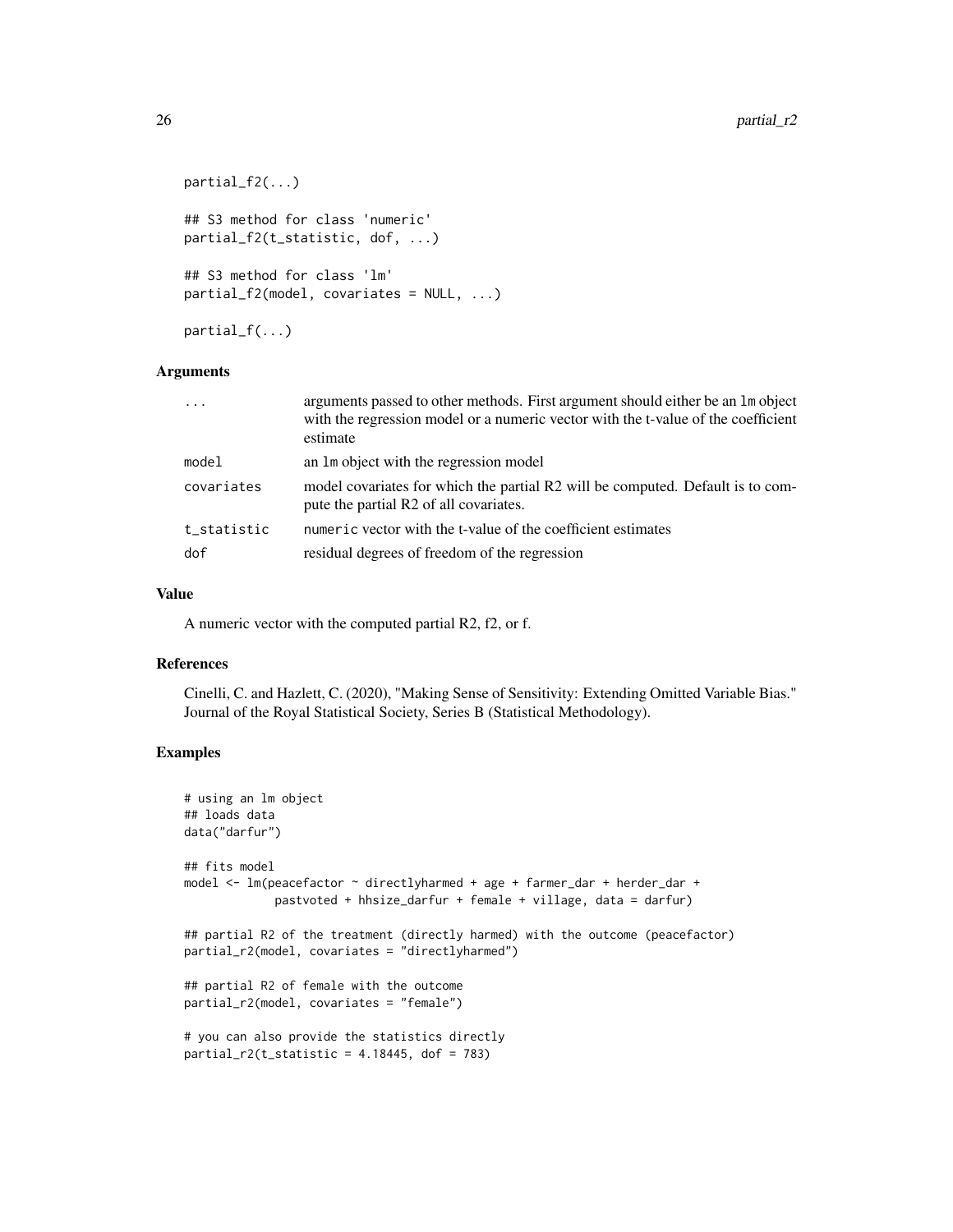```
partial_f2(...)

## S3 method for class 'numeric'
partial_f2(t_statistic, dof, ...)

## S3 method for class 'lm'
partial_f2(model, covariates = NULL, ...)

partial_f(...)
```

### Arguments

| | |
|---|---|
| `...` | arguments passed to other methods. First argument should either be an `lm` object with the regression model or a numeric vector with the t-value of the coefficient estimate |
| `model` | an `lm` object with the regression model |
| `covariates` | model covariates for which the partial R2 will be computed. Default is to compute the partial R2 of all covariates. |
| `t_statistic` | `numeric` vector with the t-value of the coefficient estimates |
| `dof` | residual degrees of freedom of the regression |

### Value

A numeric vector with the computed partial R2, f2, or f.

### References

Cinelli, C. and Hazlett, C. (2020), "Making Sense of Sensitivity: Extending Omitted Variable Bias." Journal of the Royal Statistical Society, Series B (Statistical Methodology).

### Examples

```
# using an lm object
## loads data
data("darfur")

## fits model
model <- lm(peacefactor ~ directlyharmed + age + farmer_dar + herder_dar +
             pastvoted + hhsize_darfur + female + village, data = darfur)

## partial R2 of the treatment (directly harmed) with the outcome (peacefactor)
partial_r2(model, covariates = "directlyharmed")

## partial R2 of female with the outcome
partial_r2(model, covariates = "female")

# you can also provide the statistics directly
partial_r2(t_statistic = 4.18445, dof = 783)
```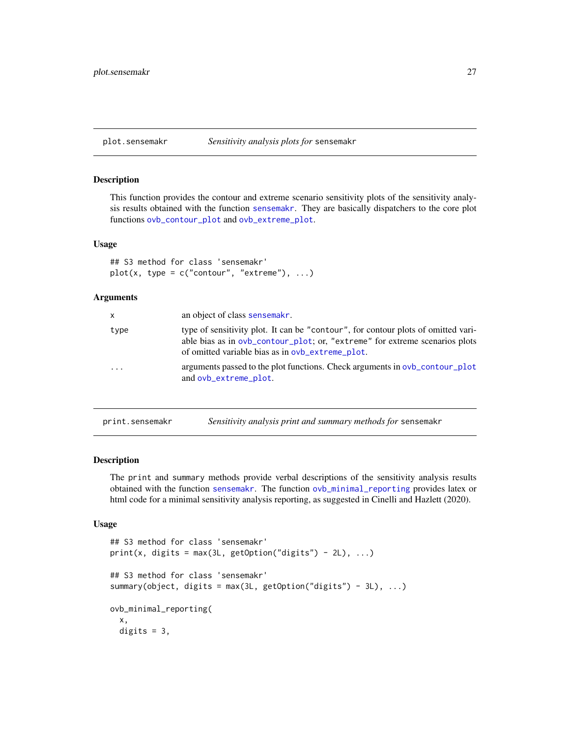## plot.sensemakr — *Sensitivity analysis plots for* `sensemakr`

### Description

This function provides the contour and extreme scenario sensitivity plots of the sensitivity analysis results obtained with the function `sensemakr`. They are basically dispatchers to the core plot functions `ovb_contour_plot` and `ovb_extreme_plot`.

### Usage

```
## S3 method for class 'sensemakr'
plot(x, type = c("contour", "extreme"), ...)
```

### Arguments

| | |
|---|---|
| `x` | an object of class `sensemakr`. |
| `type` | type of sensitivity plot. It can be `"contour"`, for contour plots of omitted variable bias as in `ovb_contour_plot`; or, `"extreme"` for extreme scenarios plots of omitted variable bias as in `ovb_extreme_plot`. |
| `...` | arguments passed to the plot functions. Check arguments in `ovb_contour_plot` and `ovb_extreme_plot`. |

## print.sensemakr — *Sensitivity analysis print and summary methods for* `sensemakr`

### Description

The `print` and `summary` methods provide verbal descriptions of the sensitivity analysis results obtained with the function `sensemakr`. The function `ovb_minimal_reporting` provides latex or html code for a minimal sensitivity analysis reporting, as suggested in Cinelli and Hazlett (2020).

### Usage

```
## S3 method for class 'sensemakr'
print(x, digits = max(3L, getOption("digits") - 2L), ...)

## S3 method for class 'sensemakr'
summary(object, digits = max(3L, getOption("digits") - 3L), ...)

ovb_minimal_reporting(
  x,
  digits = 3,
```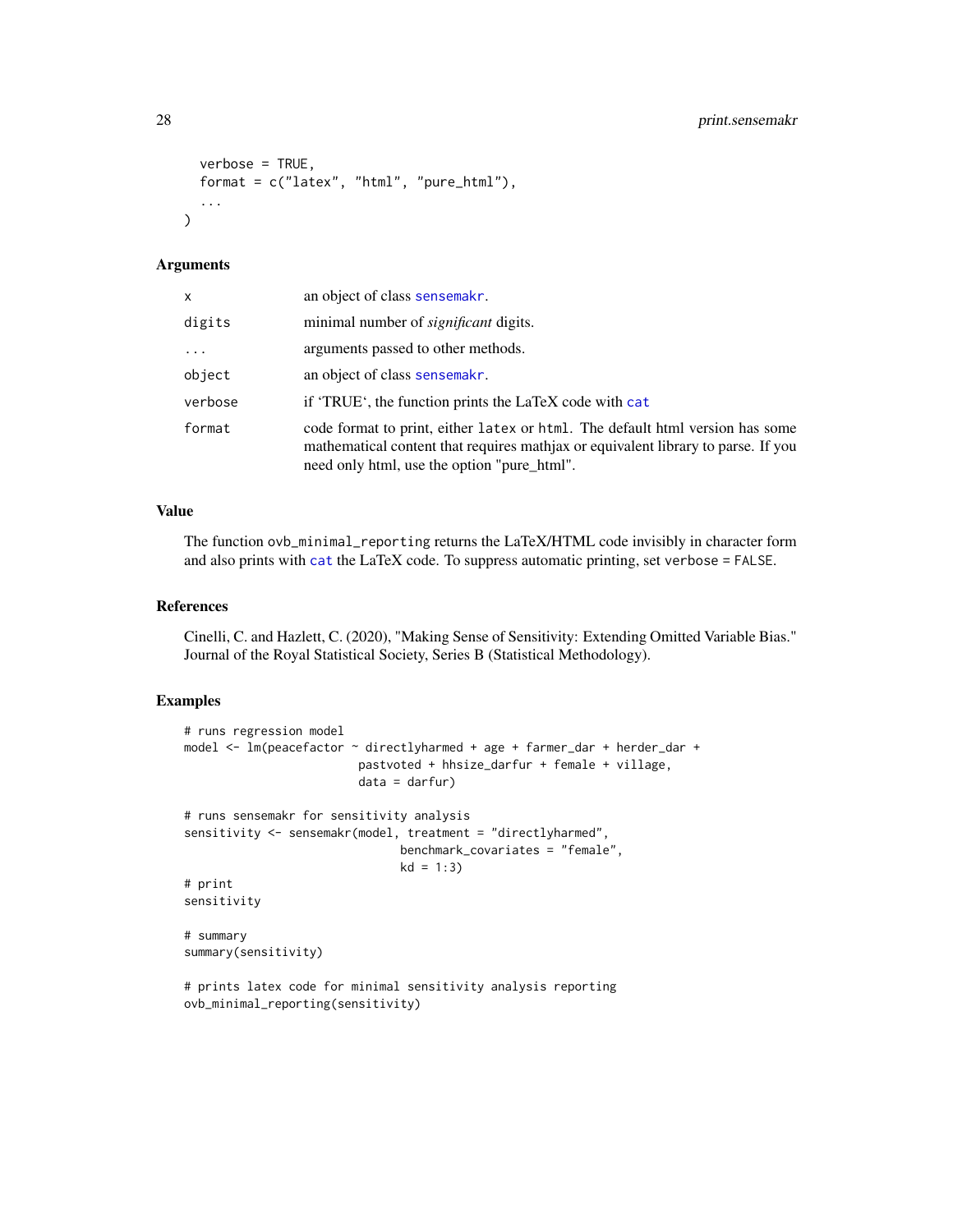```
  verbose = TRUE,
  format = c("latex", "html", "pure_html"),
  ...
)
```

### Arguments

| | |
|---|---|
| x | an object of class sensemakr. |
| digits | minimal number of *significant* digits. |
| ... | arguments passed to other methods. |
| object | an object of class sensemakr. |
| verbose | if 'TRUE', the function prints the LaTeX code with cat |
| format | code format to print, either latex or html. The default html version has some mathematical content that requires mathjax or equivalent library to parse. If you need only html, use the option "pure_html". |

### Value

The function ovb_minimal_reporting returns the LaTeX/HTML code invisibly in character form and also prints with cat the LaTeX code. To suppress automatic printing, set verbose = FALSE.

### References

Cinelli, C. and Hazlett, C. (2020), "Making Sense of Sensitivity: Extending Omitted Variable Bias." Journal of the Royal Statistical Society, Series B (Statistical Methodology).

### Examples

```
# runs regression model
model <- lm(peacefactor ~ directlyharmed + age + farmer_dar + herder_dar +
                         pastvoted + hhsize_darfur + female + village,
                         data = darfur)

# runs sensemakr for sensitivity analysis
sensitivity <- sensemakr(model, treatment = "directlyharmed",
                               benchmark_covariates = "female",
                               kd = 1:3)
# print
sensitivity

# summary
summary(sensitivity)

# prints latex code for minimal sensitivity analysis reporting
ovb_minimal_reporting(sensitivity)
```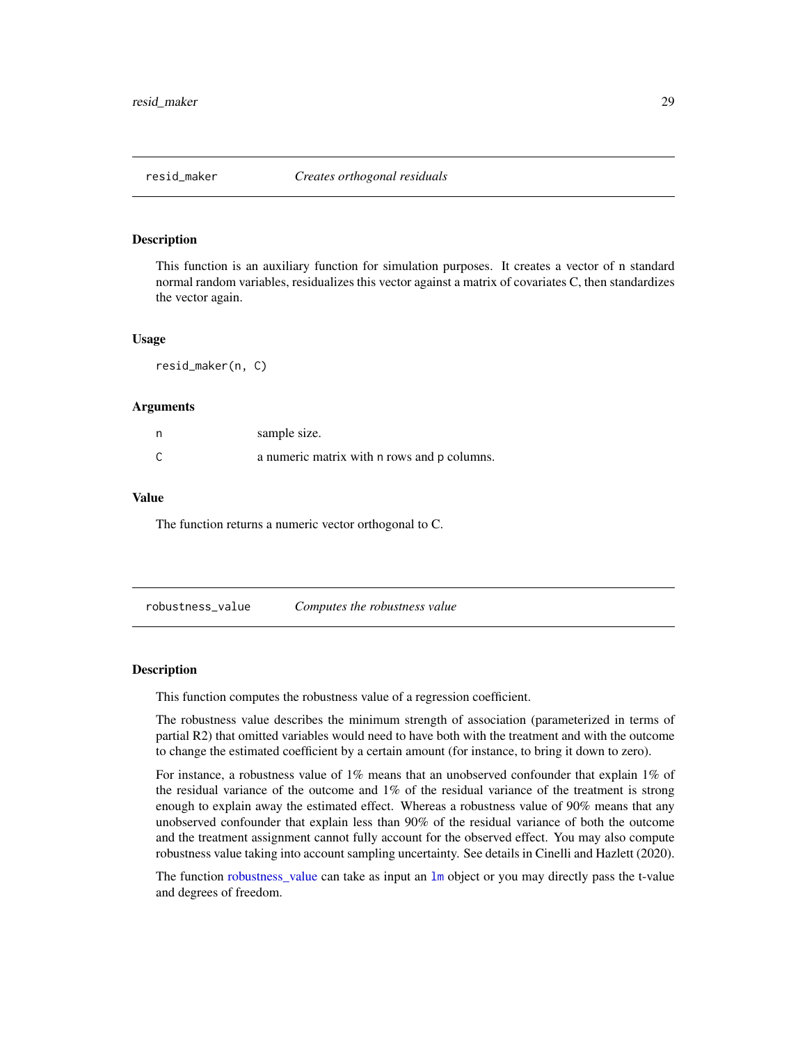## resid_maker *Creates orthogonal residuals*

### Description

This function is an auxiliary function for simulation purposes. It creates a vector of n standard normal random variables, residualizes this vector against a matrix of covariates C, then standardizes the vector again.

### Usage

```
resid_maker(n, C)
```

### Arguments

| | |
|---|---|
| n | sample size. |
| C | a numeric matrix with n rows and p columns. |

### Value

The function returns a numeric vector orthogonal to C.

## robustness_value *Computes the robustness value*

### Description

This function computes the robustness value of a regression coefficient.

The robustness value describes the minimum strength of association (parameterized in terms of partial R2) that omitted variables would need to have both with the treatment and with the outcome to change the estimated coefficient by a certain amount (for instance, to bring it down to zero).

For instance, a robustness value of 1% means that an unobserved confounder that explain 1% of the residual variance of the outcome and 1% of the residual variance of the treatment is strong enough to explain away the estimated effect. Whereas a robustness value of 90% means that any unobserved confounder that explain less than 90% of the residual variance of both the outcome and the treatment assignment cannot fully account for the observed effect. You may also compute robustness value taking into account sampling uncertainty. See details in Cinelli and Hazlett (2020).

The function robustness_value can take as input an `lm` object or you may directly pass the t-value and degrees of freedom.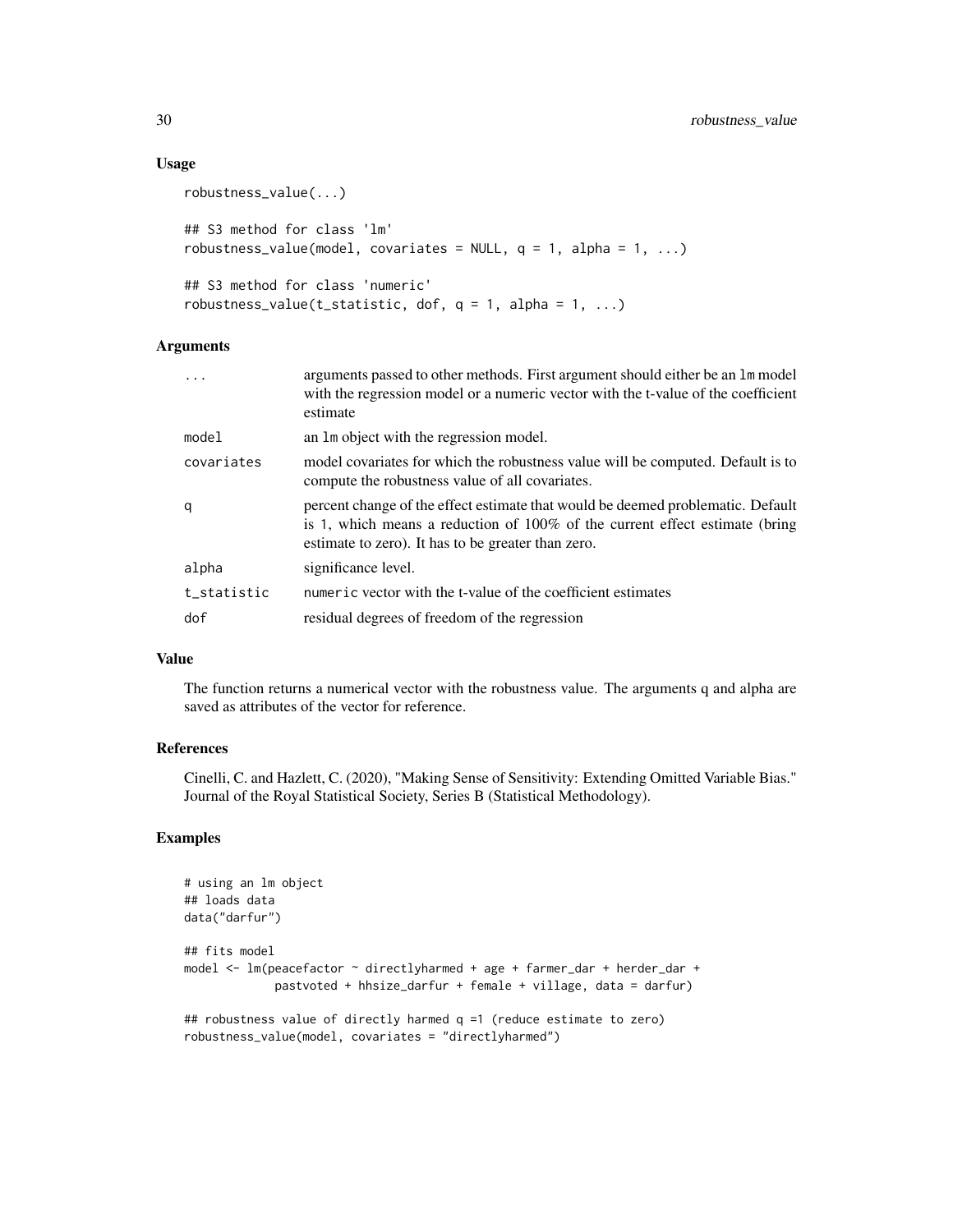## Usage

```
robustness_value(...)

## S3 method for class 'lm'
robustness_value(model, covariates = NULL, q = 1, alpha = 1, ...)

## S3 method for class 'numeric'
robustness_value(t_statistic, dof, q = 1, alpha = 1, ...)
```

## Arguments

| | |
|---|---|
| ... | arguments passed to other methods. First argument should either be an `lm` model with the regression model or a numeric vector with the t-value of the coefficient estimate |
| model | an `lm` object with the regression model. |
| covariates | model covariates for which the robustness value will be computed. Default is to compute the robustness value of all covariates. |
| q | percent change of the effect estimate that would be deemed problematic. Default is 1, which means a reduction of 100% of the current effect estimate (bring estimate to zero). It has to be greater than zero. |
| alpha | significance level. |
| t_statistic | `numeric` vector with the t-value of the coefficient estimates |
| dof | residual degrees of freedom of the regression |

## Value

The function returns a numerical vector with the robustness value. The arguments q and alpha are saved as attributes of the vector for reference.

## References

Cinelli, C. and Hazlett, C. (2020), "Making Sense of Sensitivity: Extending Omitted Variable Bias." Journal of the Royal Statistical Society, Series B (Statistical Methodology).

## Examples

```
# using an lm object
## loads data
data("darfur")

## fits model
model <- lm(peacefactor ~ directlyharmed + age + farmer_dar + herder_dar +
             pastvoted + hhsize_darfur + female + village, data = darfur)

## robustness value of directly harmed q =1 (reduce estimate to zero)
robustness_value(model, covariates = "directlyharmed")
```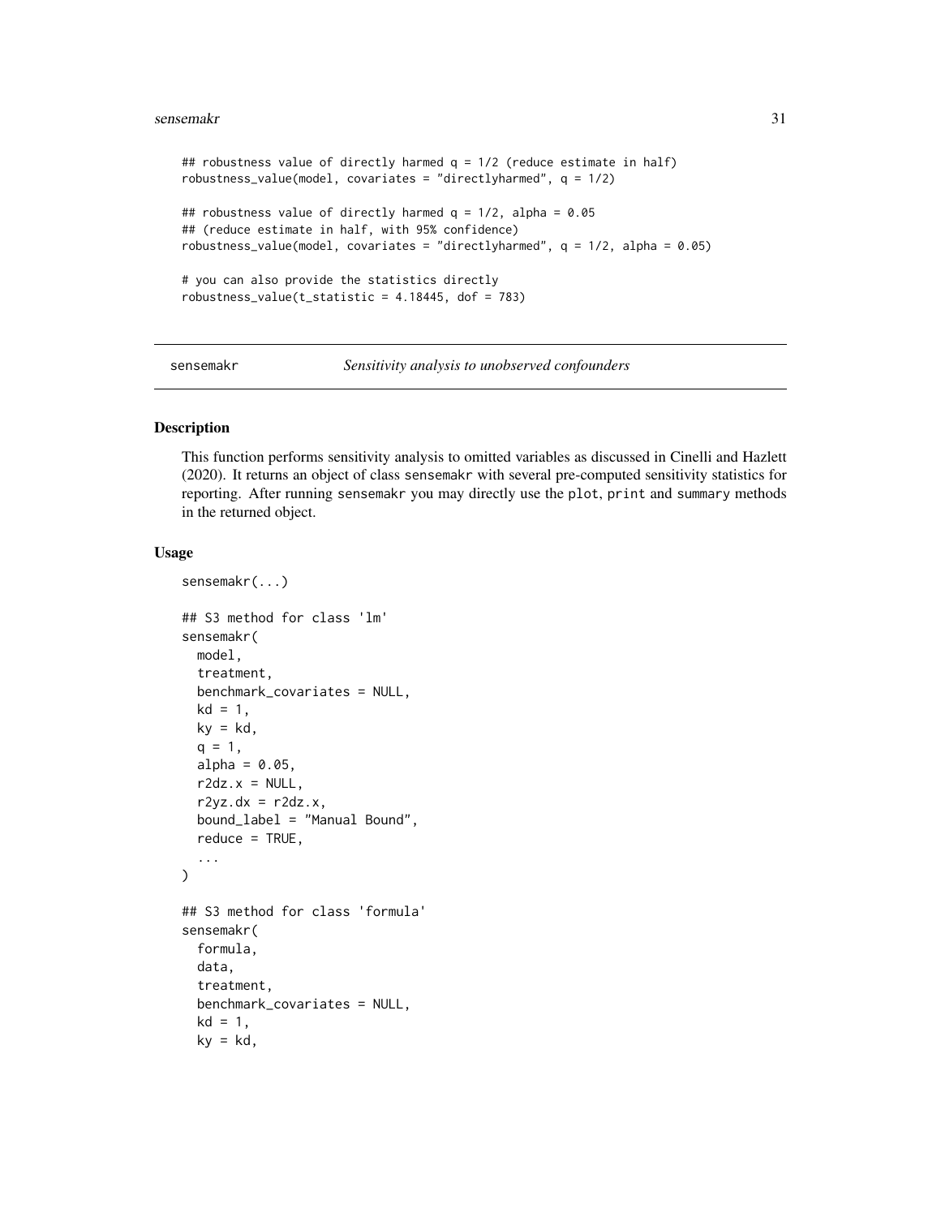```
## robustness value of directly harmed q = 1/2 (reduce estimate in half)
robustness_value(model, covariates = "directlyharmed", q = 1/2)

## robustness value of directly harmed q = 1/2, alpha = 0.05
## (reduce estimate in half, with 95% confidence)
robustness_value(model, covariates = "directlyharmed", q = 1/2, alpha = 0.05)

# you can also provide the statistics directly
robustness_value(t_statistic = 4.18445, dof = 783)
```

---

## sensemakr — *Sensitivity analysis to unobserved confounders*

---

### Description

This function performs sensitivity analysis to omitted variables as discussed in Cinelli and Hazlett (2020). It returns an object of class `sensemakr` with several pre-computed sensitivity statistics for reporting. After running `sensemakr` you may directly use the `plot`, `print` and `summary` methods in the returned object.

### Usage

```
sensemakr(...)

## S3 method for class 'lm'
sensemakr(
  model,
  treatment,
  benchmark_covariates = NULL,
  kd = 1,
  ky = kd,
  q = 1,
  alpha = 0.05,
  r2dz.x = NULL,
  r2yz.dx = r2dz.x,
  bound_label = "Manual Bound",
  reduce = TRUE,
  ...
)

## S3 method for class 'formula'
sensemakr(
  formula,
  data,
  treatment,
  benchmark_covariates = NULL,
  kd = 1,
  ky = kd,
```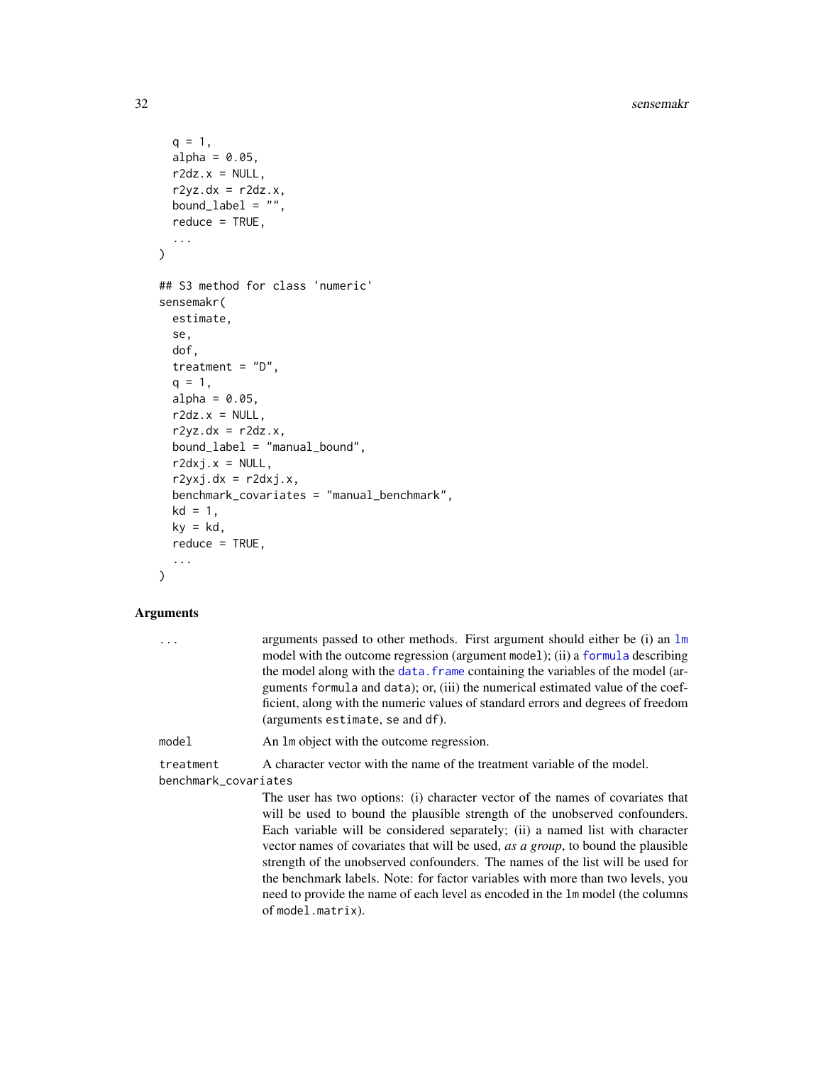```
  q = 1,
  alpha = 0.05,
  r2dz.x = NULL,
  r2yz.dx = r2dz.x,
  bound_label = "",
  reduce = TRUE,
  ...
)

## S3 method for class 'numeric'
sensemakr(
  estimate,
  se,
  dof,
  treatment = "D",
  q = 1,
  alpha = 0.05,
  r2dz.x = NULL,
  r2yz.dx = r2dz.x,
  bound_label = "manual_bound",
  r2dxj.x = NULL,
  r2yxj.dx = r2dxj.x,
  benchmark_covariates = "manual_benchmark",
  kd = 1,
  ky = kd,
  reduce = TRUE,
  ...
)
```

## Arguments

| | |
|---|---|
| `...` | arguments passed to other methods. First argument should either be (i) an `lm` model with the outcome regression (argument `model`); (ii) a `formula` describing the model along with the `data.frame` containing the variables of the model (arguments `formula` and `data`); or, (iii) the numerical estimated value of the coefficient, along with the numeric values of standard errors and degrees of freedom (arguments `estimate`, `se` and `df`). |
| `model` | An `lm` object with the outcome regression. |
| `treatment` | A character vector with the name of the treatment variable of the model. |
| `benchmark_covariates` | The user has two options: (i) character vector of the names of covariates that will be used to bound the plausible strength of the unobserved confounders. Each variable will be considered separately; (ii) a named list with character vector names of covariates that will be used, *as a group*, to bound the plausible strength of the unobserved confounders. The names of the list will be used for the benchmark labels. Note: for factor variables with more than two levels, you need to provide the name of each level as encoded in the `lm` model (the columns of `model.matrix`). |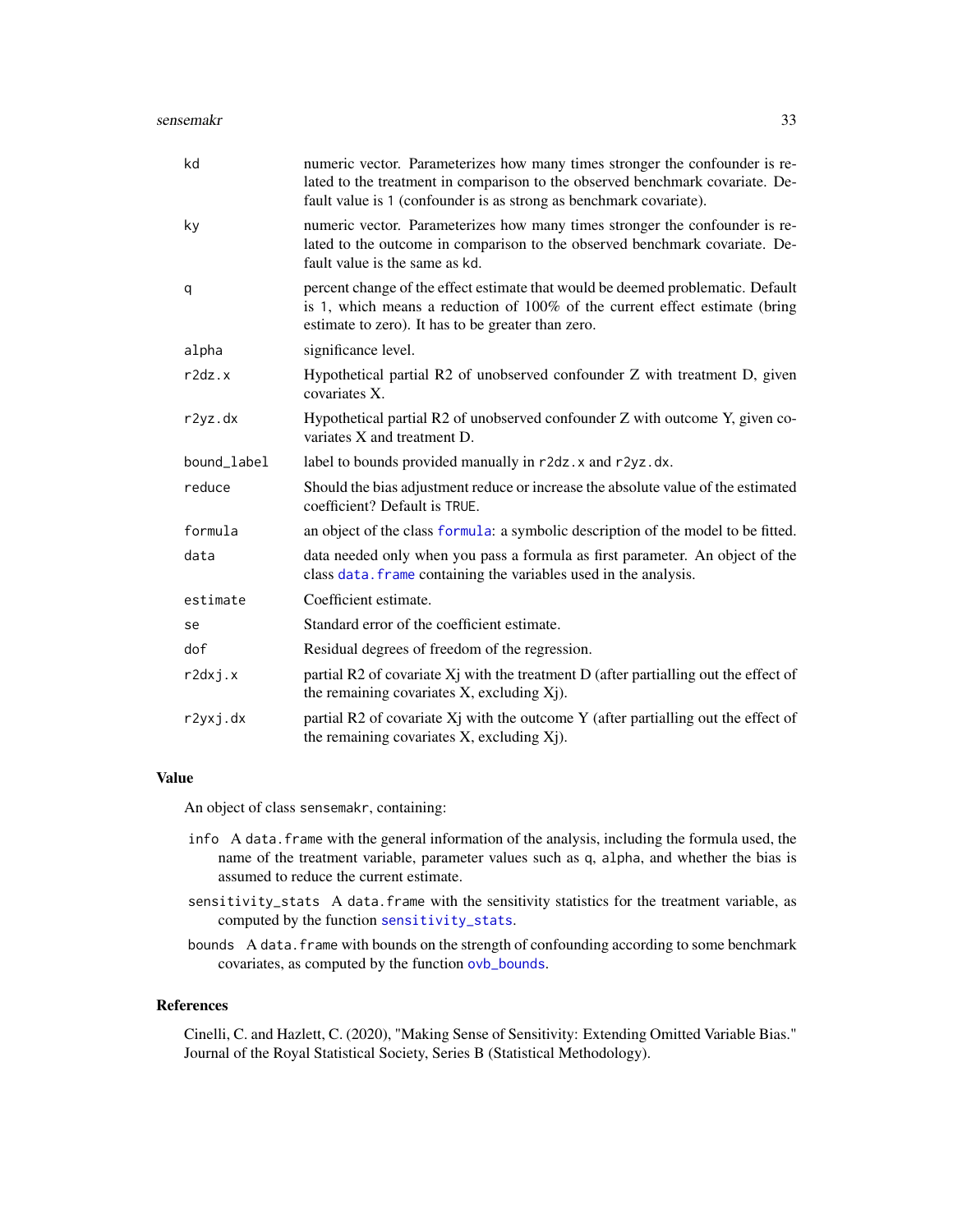| Argument | Description |
|---|---|
| `kd` | numeric vector. Parameterizes how many times stronger the confounder is related to the treatment in comparison to the observed benchmark covariate. Default value is 1 (confounder is as strong as benchmark covariate). |
| `ky` | numeric vector. Parameterizes how many times stronger the confounder is related to the outcome in comparison to the observed benchmark covariate. Default value is the same as kd. |
| `q` | percent change of the effect estimate that would be deemed problematic. Default is 1, which means a reduction of 100% of the current effect estimate (bring estimate to zero). It has to be greater than zero. |
| `alpha` | significance level. |
| `r2dz.x` | Hypothetical partial R2 of unobserved confounder Z with treatment D, given covariates X. |
| `r2yz.dx` | Hypothetical partial R2 of unobserved confounder Z with outcome Y, given covariates X and treatment D. |
| `bound_label` | label to bounds provided manually in `r2dz.x` and `r2yz.dx`. |
| `reduce` | Should the bias adjustment reduce or increase the absolute value of the estimated coefficient? Default is `TRUE`. |
| `formula` | an object of the class `formula`: a symbolic description of the model to be fitted. |
| `data` | data needed only when you pass a formula as first parameter. An object of the class `data.frame` containing the variables used in the analysis. |
| `estimate` | Coefficient estimate. |
| `se` | Standard error of the coefficient estimate. |
| `dof` | Residual degrees of freedom of the regression. |
| `r2dxj.x` | partial R2 of covariate Xj with the treatment D (after partialling out the effect of the remaining covariates X, excluding Xj). |
| `r2yxj.dx` | partial R2 of covariate Xj with the outcome Y (after partialling out the effect of the remaining covariates X, excluding Xj). |

## Value

An object of class `sensemakr`, containing:

- `info` A `data.frame` with the general information of the analysis, including the formula used, the name of the treatment variable, parameter values such as `q`, `alpha`, and whether the bias is assumed to reduce the current estimate.
- `sensitivity_stats` A `data.frame` with the sensitivity statistics for the treatment variable, as computed by the function `sensitivity_stats`.
- `bounds` A `data.frame` with bounds on the strength of confounding according to some benchmark covariates, as computed by the function `ovb_bounds`.

## References

Cinelli, C. and Hazlett, C. (2020), "Making Sense of Sensitivity: Extending Omitted Variable Bias." Journal of the Royal Statistical Society, Series B (Statistical Methodology).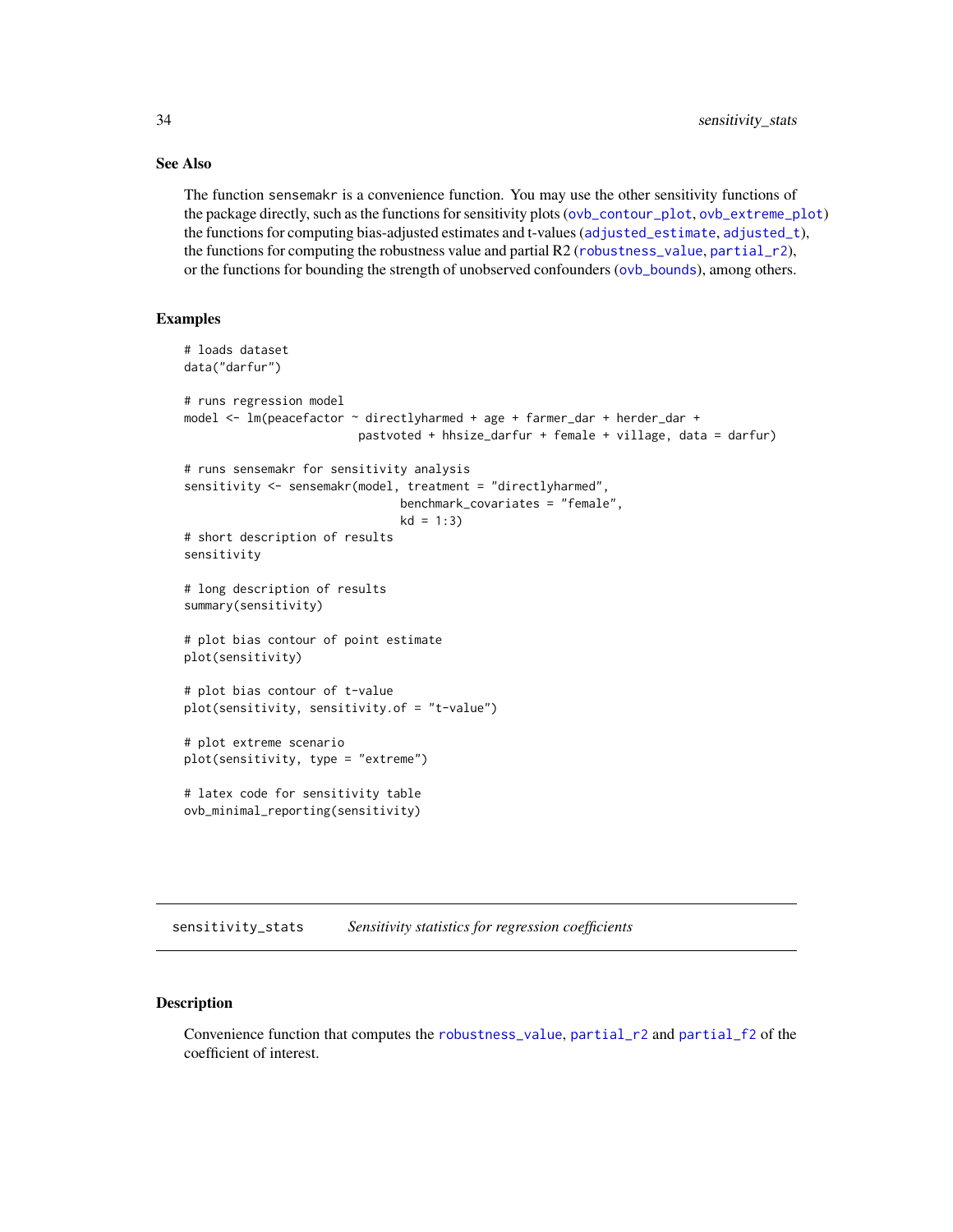### See Also

The function `sensemakr` is a convenience function. You may use the other sensitivity functions of the package directly, such as the functions for sensitivity plots (`ovb_contour_plot`, `ovb_extreme_plot`) the functions for computing bias-adjusted estimates and t-values (`adjusted_estimate`, `adjusted_t`), the functions for computing the robustness value and partial R2 (`robustness_value`, `partial_r2`), or the functions for bounding the strength of unobserved confounders (`ovb_bounds`), among others.

### Examples

```
# loads dataset
data("darfur")

# runs regression model
model <- lm(peacefactor ~ directlyharmed + age + farmer_dar + herder_dar +
                         pastvoted + hhsize_darfur + female + village, data = darfur)

# runs sensemakr for sensitivity analysis
sensitivity <- sensemakr(model, treatment = "directlyharmed",
                               benchmark_covariates = "female",
                               kd = 1:3)
# short description of results
sensitivity

# long description of results
summary(sensitivity)

# plot bias contour of point estimate
plot(sensitivity)

# plot bias contour of t-value
plot(sensitivity, sensitivity.of = "t-value")

# plot extreme scenario
plot(sensitivity, type = "extreme")

# latex code for sensitivity table
ovb_minimal_reporting(sensitivity)
```

---

## sensitivity_stats — *Sensitivity statistics for regression coefficients*

### Description

Convenience function that computes the `robustness_value`, `partial_r2` and `partial_f2` of the coefficient of interest.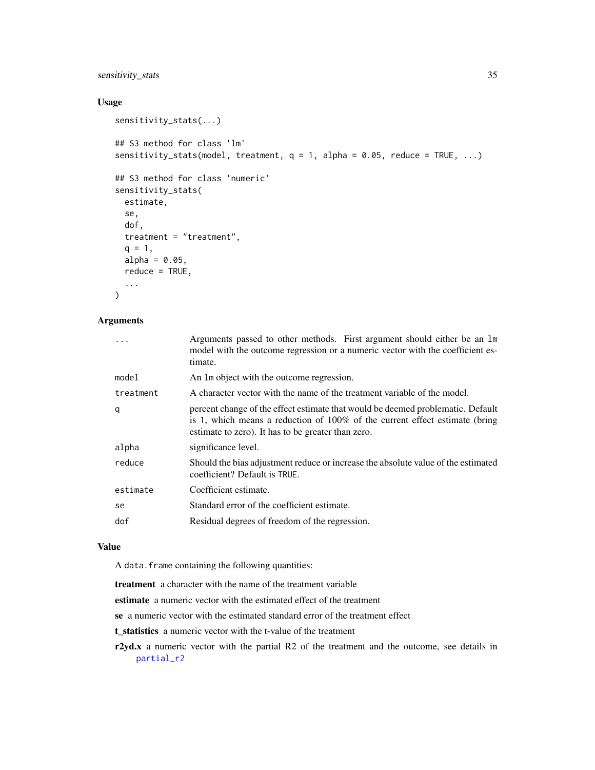## Usage

```
sensitivity_stats(...)

## S3 method for class 'lm'
sensitivity_stats(model, treatment, q = 1, alpha = 0.05, reduce = TRUE, ...)

## S3 method for class 'numeric'
sensitivity_stats(
  estimate,
  se,
  dof,
  treatment = "treatment",
  q = 1,
  alpha = 0.05,
  reduce = TRUE,
  ...
)
```

## Arguments

| | |
|---|---|
| `...` | Arguments passed to other methods. First argument should either be an `lm` model with the outcome regression or a numeric vector with the coefficient estimate. |
| `model` | An `lm` object with the outcome regression. |
| `treatment` | A character vector with the name of the treatment variable of the model. |
| `q` | percent change of the effect estimate that would be deemed problematic. Default is 1, which means a reduction of 100% of the current effect estimate (bring estimate to zero). It has to be greater than zero. |
| `alpha` | significance level. |
| `reduce` | Should the bias adjustment reduce or increase the absolute value of the estimated coefficient? Default is `TRUE`. |
| `estimate` | Coefficient estimate. |
| `se` | Standard error of the coefficient estimate. |
| `dof` | Residual degrees of freedom of the regression. |

## Value

A `data.frame` containing the following quantities:

**treatment** a character with the name of the treatment variable

**estimate** a numeric vector with the estimated effect of the treatment

**se** a numeric vector with the estimated standard error of the treatment effect

**t_statistics** a numeric vector with the t-value of the treatment

**r2yd.x** a numeric vector with the partial R2 of the treatment and the outcome, see details in partial_r2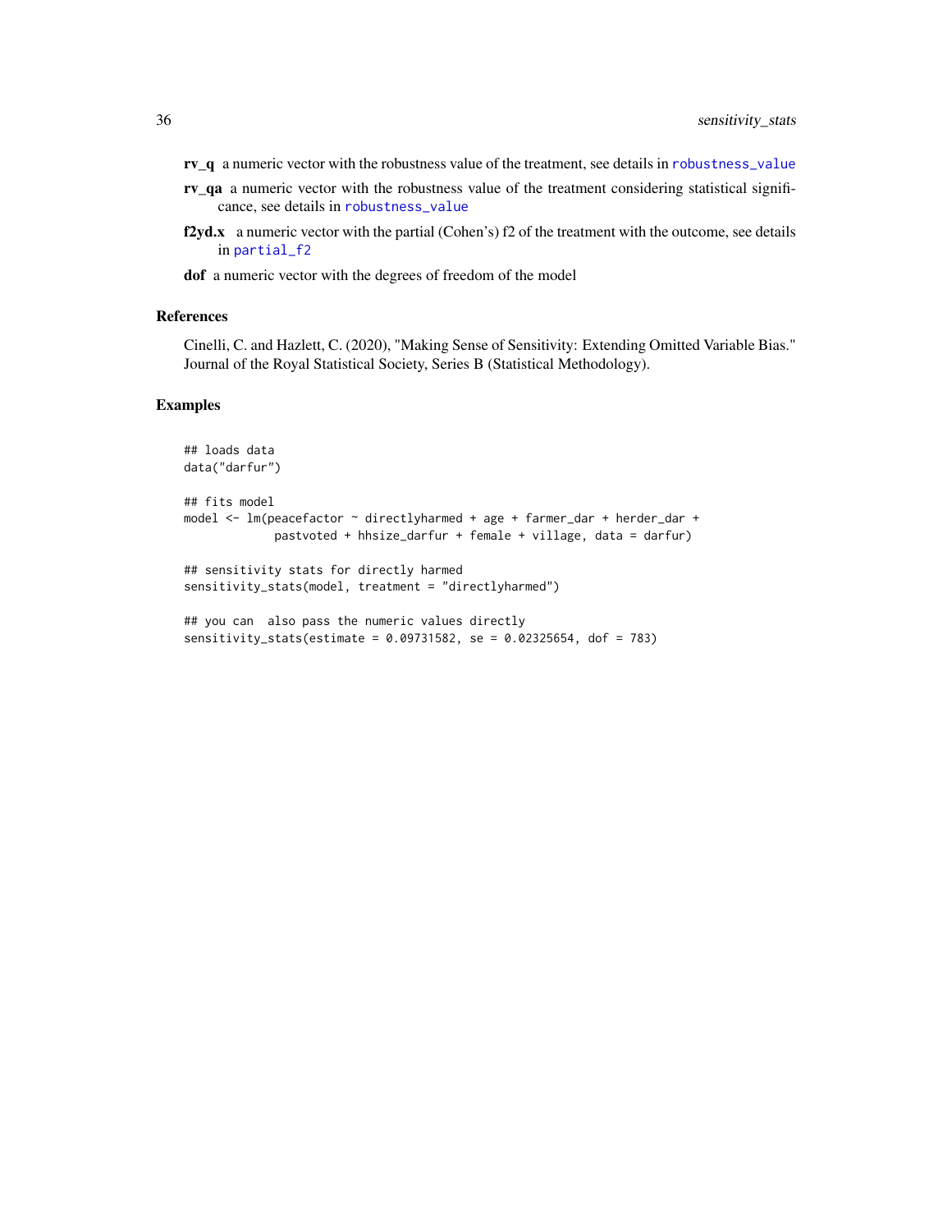**rv_q** a numeric vector with the robustness value of the treatment, see details in robustness_value

**rv_qa** a numeric vector with the robustness value of the treatment considering statistical significance, see details in robustness_value

**f2yd.x** a numeric vector with the partial (Cohen's) f2 of the treatment with the outcome, see details in partial_f2

**dof** a numeric vector with the degrees of freedom of the model

### References

Cinelli, C. and Hazlett, C. (2020), "Making Sense of Sensitivity: Extending Omitted Variable Bias." Journal of the Royal Statistical Society, Series B (Statistical Methodology).

### Examples

```
## loads data
data("darfur")

## fits model
model <- lm(peacefactor ~ directlyharmed + age + farmer_dar + herder_dar +
             pastvoted + hhsize_darfur + female + village, data = darfur)

## sensitivity stats for directly harmed
sensitivity_stats(model, treatment = "directlyharmed")

## you can  also pass the numeric values directly
sensitivity_stats(estimate = 0.09731582, se = 0.02325654, dof = 783)
```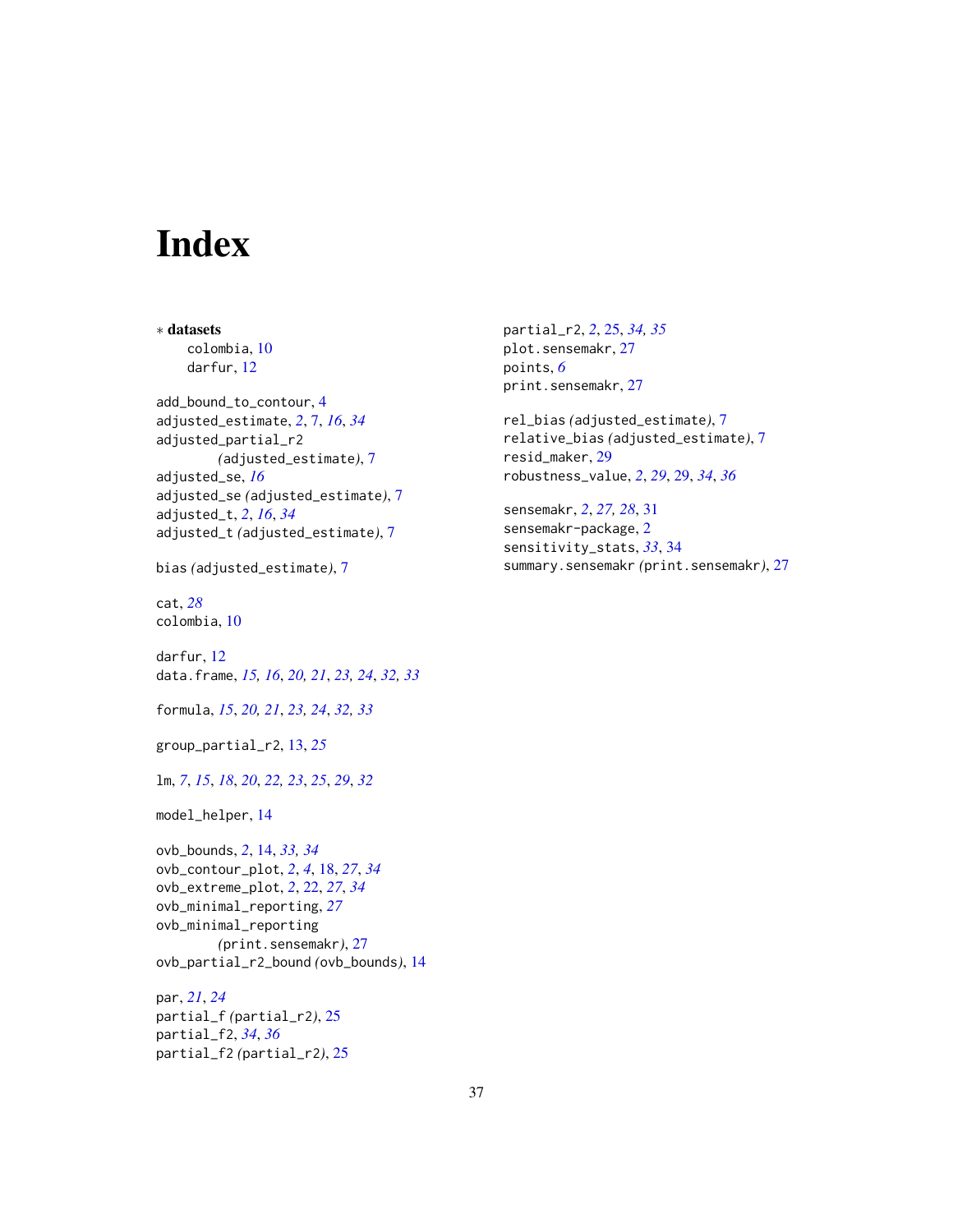# Index

* **datasets**
  colombia, 10
  darfur, 12

add_bound_to_contour, 4
adjusted_estimate, *2*, 7, *16*, *34*
adjusted_partial_r2 *(*adjusted_estimate*)*, 7
adjusted_se, *16*
adjusted_se *(*adjusted_estimate*)*, 7
adjusted_t, *2*, *16*, *34*
adjusted_t *(*adjusted_estimate*)*, 7

bias *(*adjusted_estimate*)*, 7

cat, *28*
colombia, 10

darfur, 12
data.frame, *15, 16*, *20, 21*, *23, 24*, *32, 33*

formula, *15*, *20, 21*, *23, 24*, *32, 33*

group_partial_r2, 13, *25*

lm, *7*, *15*, *18*, *20*, *22, 23*, *25*, *29*, *32*

model_helper, 14

ovb_bounds, *2*, 14, *33, 34*
ovb_contour_plot, *2*, *4*, 18, *27*, *34*
ovb_extreme_plot, *2*, 22, *27*, *34*
ovb_minimal_reporting, *27*
ovb_minimal_reporting *(*print.sensemakr*)*, 27
ovb_partial_r2_bound *(*ovb_bounds*)*, 14

par, *21*, *24*
partial_f *(*partial_r2*)*, 25
partial_f2, *34*, *36*
partial_f2 *(*partial_r2*)*, 25
partial_r2, *2*, 25, *34, 35*
plot.sensemakr, 27
points, *6*
print.sensemakr, 27

rel_bias *(*adjusted_estimate*)*, 7
relative_bias *(*adjusted_estimate*)*, 7
resid_maker, 29
robustness_value, *2*, *29*, 29, *34*, *36*

sensemakr, *2*, *27, 28*, 31
sensemakr-package, 2
sensitivity_stats, *33*, 34
summary.sensemakr *(*print.sensemakr*)*, 27